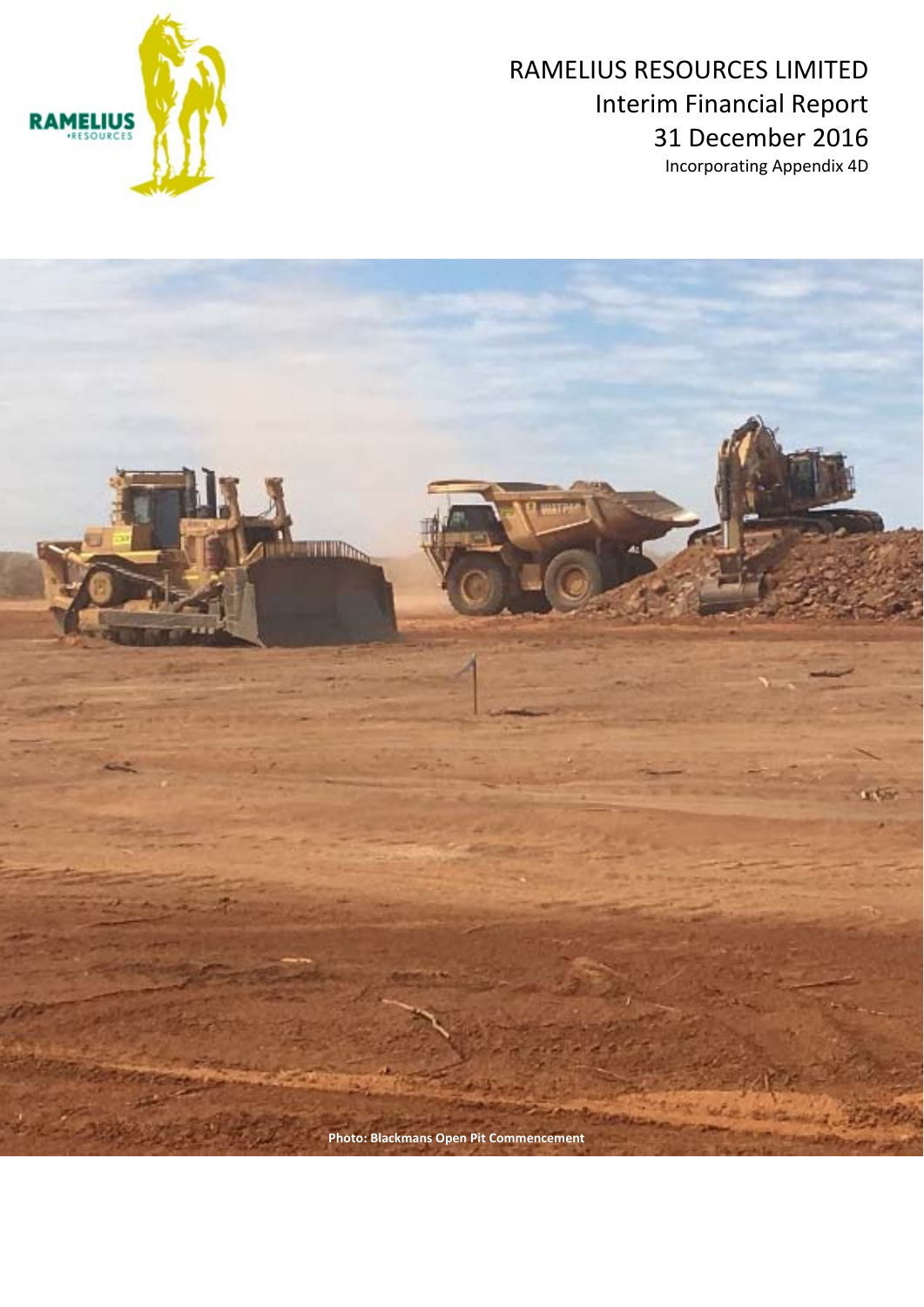# RAMELIUS RESOURCES LIMITED

## Interim Financial Report

## 31 December 2016

Incorporating Appendix 4D

Photo: Blackmans Open Pit Commencement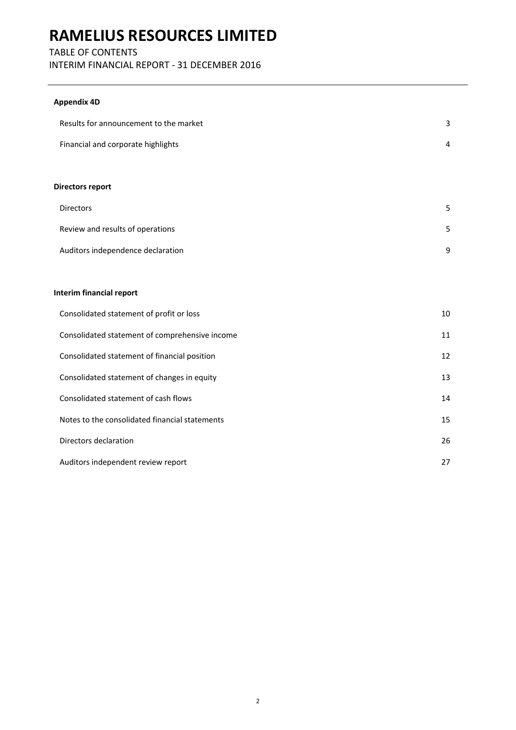# RAMELIUS RESOURCES LIMITED

TABLE OF CONTENTS

INTERIM FINANCIAL REPORT - 31 DECEMBER 2016

**Appendix 4D**

| | |
|---|---|
| Results for announcement to the market | 3 |
| Financial and corporate highlights | 4 |

**Directors report**

| | |
|---|---|
| Directors | 5 |
| Review and results of operations | 5 |
| Auditors independence declaration | 9 |

**Interim financial report**

| | |
|---|---|
| Consolidated statement of profit or loss | 10 |
| Consolidated statement of comprehensive income | 11 |
| Consolidated statement of financial position | 12 |
| Consolidated statement of changes in equity | 13 |
| Consolidated statement of cash flows | 14 |
| Notes to the consolidated financial statements | 15 |
| Directors declaration | 26 |
| Auditors independent review report | 27 |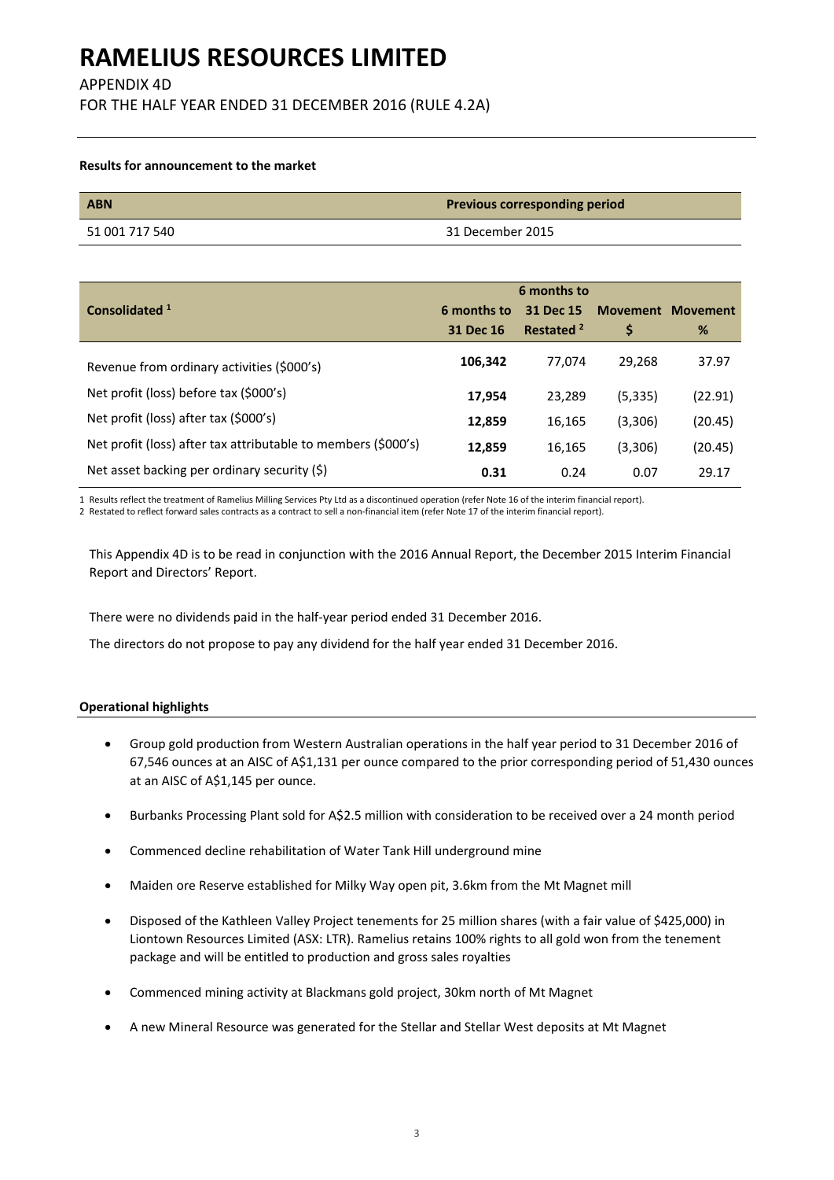# RAMELIUS RESOURCES LIMITED

APPENDIX 4D

FOR THE HALF YEAR ENDED 31 DECEMBER 2016 (RULE 4.2A)

**Results for announcement to the market**

| ABN | Previous corresponding period |
|---|---|
| 51 001 717 540 | 31 December 2015 |

| Consolidated [1] | 6 months to 31 Dec 16 | 6 months to 31 Dec 15 Restated [2] | Movement $ | Movement % |
|---|---|---|---|---|
| Revenue from ordinary activities ($000's) | **106,342** | 77,074 | 29,268 | 37.97 |
| Net profit (loss) before tax ($000's) | **17,954** | 23,289 | (5,335) | (22.91) |
| Net profit (loss) after tax ($000's) | **12,859** | 16,165 | (3,306) | (20.45) |
| Net profit (loss) after tax attributable to members ($000's) | **12,859** | 16,165 | (3,306) | (20.45) |
| Net asset backing per ordinary security ($) | **0.31** | 0.24 | 0.07 | 29.17 |

1 Results reflect the treatment of Ramelius Milling Services Pty Ltd as a discontinued operation (refer Note 16 of the interim financial report).

2 Restated to reflect forward sales contracts as a contract to sell a non-financial item (refer Note 17 of the interim financial report).

This Appendix 4D is to be read in conjunction with the 2016 Annual Report, the December 2015 Interim Financial Report and Directors' Report.

There were no dividends paid in the half-year period ended 31 December 2016.

The directors do not propose to pay any dividend for the half year ended 31 December 2016.

**Operational highlights**

- Group gold production from Western Australian operations in the half year period to 31 December 2016 of 67,546 ounces at an AISC of A$1,131 per ounce compared to the prior corresponding period of 51,430 ounces at an AISC of A$1,145 per ounce.
- Burbanks Processing Plant sold for A$2.5 million with consideration to be received over a 24 month period
- Commenced decline rehabilitation of Water Tank Hill underground mine
- Maiden ore Reserve established for Milky Way open pit, 3.6km from the Mt Magnet mill
- Disposed of the Kathleen Valley Project tenements for 25 million shares (with a fair value of $425,000) in Liontown Resources Limited (ASX: LTR). Ramelius retains 100% rights to all gold won from the tenement package and will be entitled to production and gross sales royalties
- Commenced mining activity at Blackmans gold project, 30km north of Mt Magnet
- A new Mineral Resource was generated for the Stellar and Stellar West deposits at Mt Magnet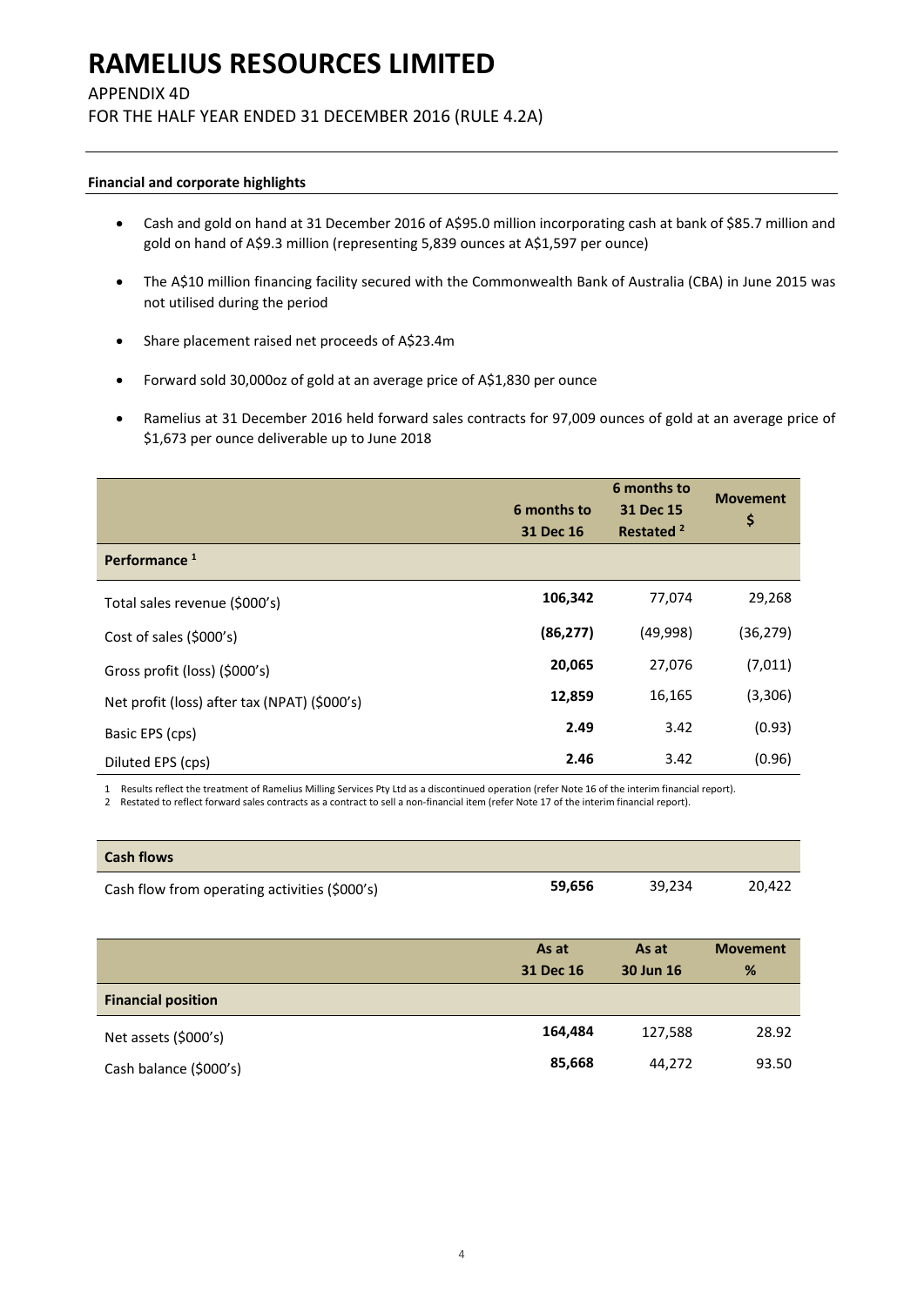# RAMELIUS RESOURCES LIMITED

APPENDIX 4D

FOR THE HALF YEAR ENDED 31 DECEMBER 2016 (RULE 4.2A)

**Financial and corporate highlights**

- Cash and gold on hand at 31 December 2016 of A$95.0 million incorporating cash at bank of $85.7 million and gold on hand of A$9.3 million (representing 5,839 ounces at A$1,597 per ounce)
- The A$10 million financing facility secured with the Commonwealth Bank of Australia (CBA) in June 2015 was not utilised during the period
- Share placement raised net proceeds of A$23.4m
- Forward sold 30,000oz of gold at an average price of A$1,830 per ounce
- Ramelius at 31 December 2016 held forward sales contracts for 97,009 ounces of gold at an average price of $1,673 per ounce deliverable up to June 2018

| | 6 months to 31 Dec 16 | 6 months to 31 Dec 15 Restated [2] | Movement $ |
|---|---|---|---|
| **Performance [1]** | | | |
| Total sales revenue ($000's) | **106,342** | 77,074 | 29,268 |
| Cost of sales ($000's) | **(86,277)** | (49,998) | (36,279) |
| Gross profit (loss) ($000's) | **20,065** | 27,076 | (7,011) |
| Net profit (loss) after tax (NPAT) ($000's) | **12,859** | 16,165 | (3,306) |
| Basic EPS (cps) | **2.49** | 3.42 | (0.93) |
| Diluted EPS (cps) | **2.46** | 3.42 | (0.96) |

1 Results reflect the treatment of Ramelius Milling Services Pty Ltd as a discontinued operation (refer Note 16 of the interim financial report).
2 Restated to reflect forward sales contracts as a contract to sell a non-financial item (refer Note 17 of the interim financial report).

| **Cash flows** | | | |
|---|---|---|---|
| Cash flow from operating activities ($000's) | **59,656** | 39,234 | 20,422 |

| | As at 31 Dec 16 | As at 30 Jun 16 | Movement % |
|---|---|---|---|
| **Financial position** | | | |
| Net assets ($000's) | **164,484** | 127,588 | 28.92 |
| Cash balance ($000's) | **85,668** | 44,272 | 93.50 |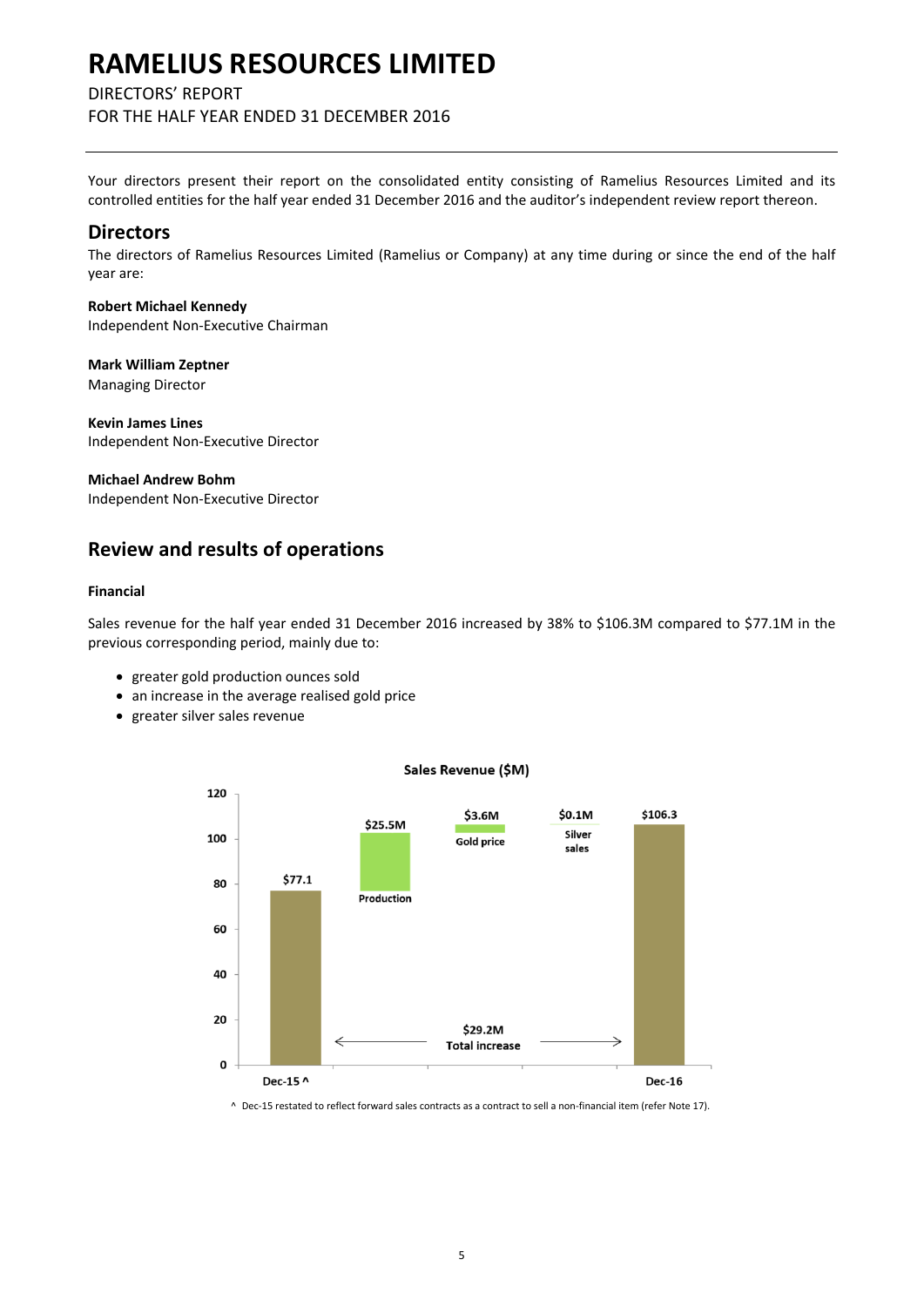# RAMELIUS RESOURCES LIMITED

DIRECTORS' REPORT
FOR THE HALF YEAR ENDED 31 DECEMBER 2016

Your directors present their report on the consolidated entity consisting of Ramelius Resources Limited and its controlled entities for the half year ended 31 December 2016 and the auditor's independent review report thereon.

## Directors

The directors of Ramelius Resources Limited (Ramelius or Company) at any time during or since the end of the half year are:

**Robert Michael Kennedy**
Independent Non-Executive Chairman

**Mark William Zeptner**
Managing Director

**Kevin James Lines**
Independent Non-Executive Director

**Michael Andrew Bohm**
Independent Non-Executive Director

## Review and results of operations

### Financial

Sales revenue for the half year ended 31 December 2016 increased by 38% to $106.3M compared to $77.1M in the previous corresponding period, mainly due to:

- greater gold production ounces sold
- an increase in the average realised gold price
- greater silver sales revenue

**Sales Revenue ($M)**

| Item | Value |
|---|---|
| Dec-15 ^ | $77.1 |
| Production | $25.5M |
| Gold price | $3.6M |
| Silver sales | $0.1M |
| Dec-16 | $106.3 |
| Total increase | $29.2M |

^ Dec-15 restated to reflect forward sales contracts as a contract to sell a non-financial item (refer Note 17).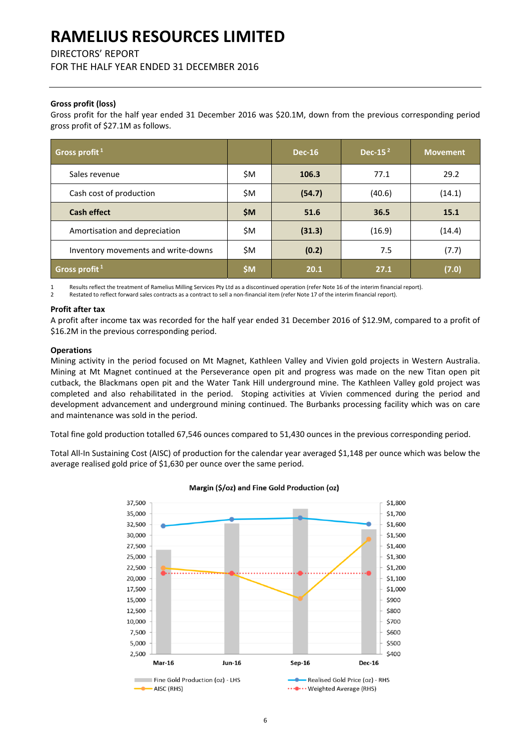# RAMELIUS RESOURCES LIMITED

DIRECTORS' REPORT
FOR THE HALF YEAR ENDED 31 DECEMBER 2016

**Gross profit (loss)**

Gross profit for the half year ended 31 December 2016 was $20.1M, down from the previous corresponding period gross profit of $27.1M as follows.

| Gross profit [1] | | Dec-16 | Dec-15 [2] | Movement |
|---|---|---|---|---|
| Sales revenue | $M | **106.3** | 77.1 | 29.2 |
| Cash cost of production | $M | **(54.7)** | (40.6) | (14.1) |
| **Cash effect** | **$M** | **51.6** | **36.5** | **15.1** |
| Amortisation and depreciation | $M | **(31.3)** | (16.9) | (14.4) |
| Inventory movements and write-downs | $M | **(0.2)** | 7.5 | (7.7) |
| **Gross profit [1]** | **$M** | **20.1** | **27.1** | **(7.0)** |

1 Results reflect the treatment of Ramelius Milling Services Pty Ltd as a discontinued operation (refer Note 16 of the interim financial report).
2 Restated to reflect forward sales contracts as a contract to sell a non-financial item (refer Note 17 of the interim financial report).

**Profit after tax**

A profit after income tax was recorded for the half year ended 31 December 2016 of $12.9M, compared to a profit of $16.2M in the previous corresponding period.

**Operations**

Mining activity in the period focused on Mt Magnet, Kathleen Valley and Vivien gold projects in Western Australia. Mining at Mt Magnet continued at the Perseverance open pit and progress was made on the new Titan open pit cutback, the Blackmans open pit and the Water Tank Hill underground mine. The Kathleen Valley gold project was completed and also rehabilitated in the period. Stoping activities at Vivien commenced during the period and development advancement and underground mining continued. The Burbanks processing facility which was on care and maintenance was sold in the period.

Total fine gold production totalled 67,546 ounces compared to 51,430 ounces in the previous corresponding period.

Total All-In Sustaining Cost (AISC) of production for the calendar year averaged $1,148 per ounce which was below the average realised gold price of $1,630 per ounce over the same period.

**Margin ($/oz) and Fine Gold Production (oz)**

| | Mar-16 | Jun-16 | Sep-16 | Dec-16 |
|---|---|---|---|---|
| Fine Gold Production (oz) - LHS | ~26,700 | ~32,800 | ~36,000 | ~31,500 |
| Realised Gold Price (oz) - RHS | ~$1,590 | ~$1,650 | ~$1,660 | ~$1,620 |
| AISC (RHS) | ~$1,200 | ~$1,150 | ~$920 | ~$1,440 |
| Weighted Average (RHS) | ~$1,148 | ~$1,148 | ~$1,148 | ~$1,148 |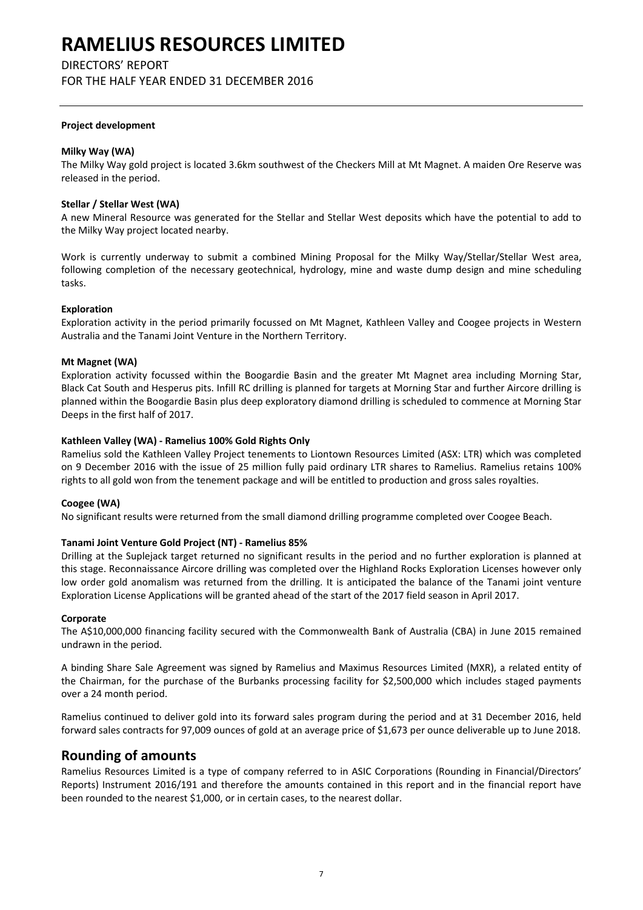**Project development**

**Milky Way (WA)**

The Milky Way gold project is located 3.6km southwest of the Checkers Mill at Mt Magnet. A maiden Ore Reserve was released in the period.

**Stellar / Stellar West (WA)**

A new Mineral Resource was generated for the Stellar and Stellar West deposits which have the potential to add to the Milky Way project located nearby.

Work is currently underway to submit a combined Mining Proposal for the Milky Way/Stellar/Stellar West area, following completion of the necessary geotechnical, hydrology, mine and waste dump design and mine scheduling tasks.

**Exploration**

Exploration activity in the period primarily focussed on Mt Magnet, Kathleen Valley and Coogee projects in Western Australia and the Tanami Joint Venture in the Northern Territory.

**Mt Magnet (WA)**

Exploration activity focussed within the Boogardie Basin and the greater Mt Magnet area including Morning Star, Black Cat South and Hesperus pits. Infill RC drilling is planned for targets at Morning Star and further Aircore drilling is planned within the Boogardie Basin plus deep exploratory diamond drilling is scheduled to commence at Morning Star Deeps in the first half of 2017.

**Kathleen Valley (WA) - Ramelius 100% Gold Rights Only**

Ramelius sold the Kathleen Valley Project tenements to Liontown Resources Limited (ASX: LTR) which was completed on 9 December 2016 with the issue of 25 million fully paid ordinary LTR shares to Ramelius. Ramelius retains 100% rights to all gold won from the tenement package and will be entitled to production and gross sales royalties.

**Coogee (WA)**

No significant results were returned from the small diamond drilling programme completed over Coogee Beach.

**Tanami Joint Venture Gold Project (NT) - Ramelius 85%**

Drilling at the Suplejack target returned no significant results in the period and no further exploration is planned at this stage. Reconnaissance Aircore drilling was completed over the Highland Rocks Exploration Licenses however only low order gold anomalism was returned from the drilling. It is anticipated the balance of the Tanami joint venture Exploration License Applications will be granted ahead of the start of the 2017 field season in April 2017.

**Corporate**

The A$10,000,000 financing facility secured with the Commonwealth Bank of Australia (CBA) in June 2015 remained undrawn in the period.

A binding Share Sale Agreement was signed by Ramelius and Maximus Resources Limited (MXR), a related entity of the Chairman, for the purchase of the Burbanks processing facility for $2,500,000 which includes staged payments over a 24 month period.

Ramelius continued to deliver gold into its forward sales program during the period and at 31 December 2016, held forward sales contracts for 97,009 ounces of gold at an average price of $1,673 per ounce deliverable up to June 2018.

## Rounding of amounts

Ramelius Resources Limited is a type of company referred to in ASIC Corporations (Rounding in Financial/Directors' Reports) Instrument 2016/191 and therefore the amounts contained in this report and in the financial report have been rounded to the nearest $1,000, or in certain cases, to the nearest dollar.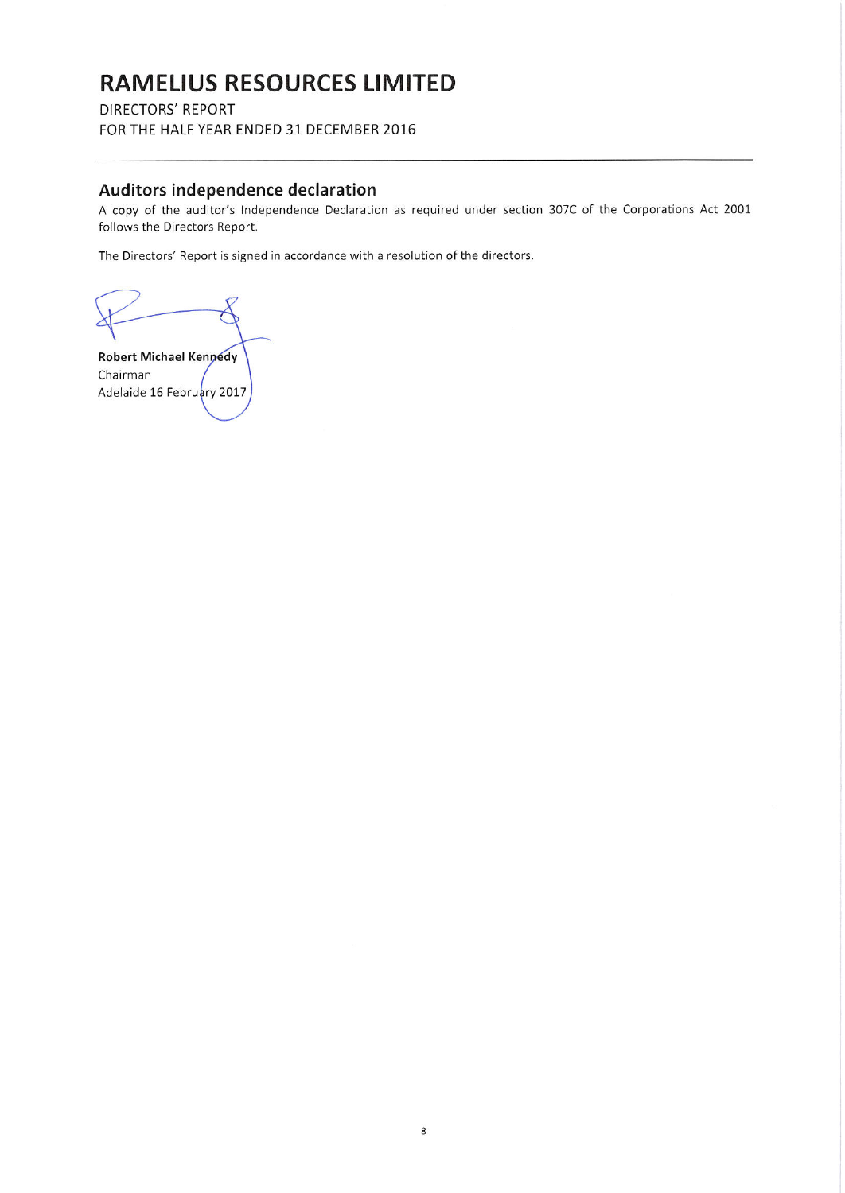# RAMELIUS RESOURCES LIMITED

DIRECTORS' REPORT
FOR THE HALF YEAR ENDED 31 DECEMBER 2016

## Auditors independence declaration

A copy of the auditor's Independence Declaration as required under section 307C of the Corporations Act 2001 follows the Directors Report.

The Directors' Report is signed in accordance with a resolution of the directors.

**Robert Michael Kennedy**
Chairman
Adelaide 16 February 2017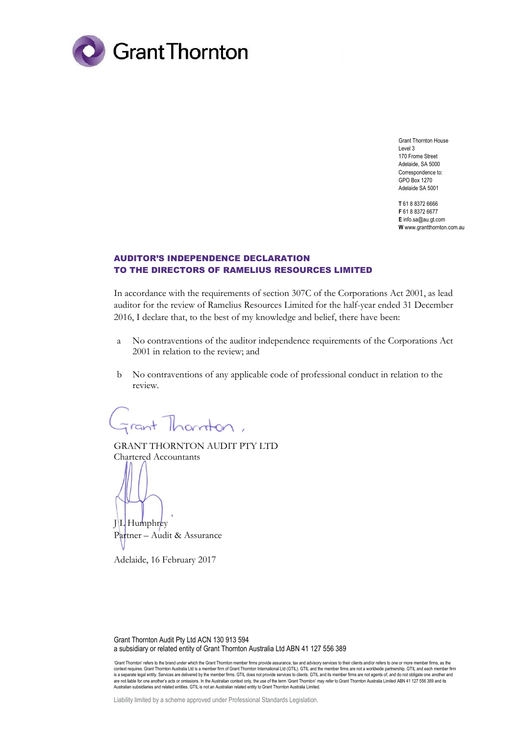Grant Thornton

Grant Thornton House
Level 3
170 Frome Street
Adelaide, SA 5000
Correspondence to:
GPO Box 1270
Adelaide SA 5001

**T** 61 8 8372 6666
**F** 61 8 8372 6677
**E** info.sa@au.gt.com
**W** www.grantthornton.com.au

## AUDITOR'S INDEPENDENCE DECLARATION
## TO THE DIRECTORS OF RAMELIUS RESOURCES LIMITED

In accordance with the requirements of section 307C of the Corporations Act 2001, as lead auditor for the review of Ramelius Resources Limited for the half-year ended 31 December 2016, I declare that, to the best of my knowledge and belief, there have been:

a No contraventions of the auditor independence requirements of the Corporations Act 2001 in relation to the review; and

b No contraventions of any applicable code of professional conduct in relation to the review.

GRANT THORNTON AUDIT PTY LTD
Chartered Accountants

J L Humphrey
Partner – Audit & Assurance

Adelaide, 16 February 2017

Grant Thornton Audit Pty Ltd ACN 130 913 594
a subsidiary or related entity of Grant Thornton Australia Ltd ABN 41 127 556 389

'Grant Thornton' refers to the brand under which the Grant Thornton member firms provide assurance, tax and advisory services to their clients and/or refers to one or more member firms, as the context requires. Grant Thornton Australia Ltd is a member firm of Grant Thornton International Ltd (GTIL). GTIL and the member firms are not a worldwide partnership. GTIL and each member firm is a separate legal entity. Services are delivered by the member firms. GTIL does not provide services to clients. GTIL and its member firms are not agents of, and do not obligate one another and are not liable for one another's acts or omissions. In the Australian context only, the use of the term 'Grant Thornton' may refer to Grant Thornton Australia Limited ABN 41 127 556 389 and its Australian subsidiaries and related entities. GTIL is not an Australian related entity to Grant Thornton Australia Limited.

Liability limited by a scheme approved under Professional Standards Legislation.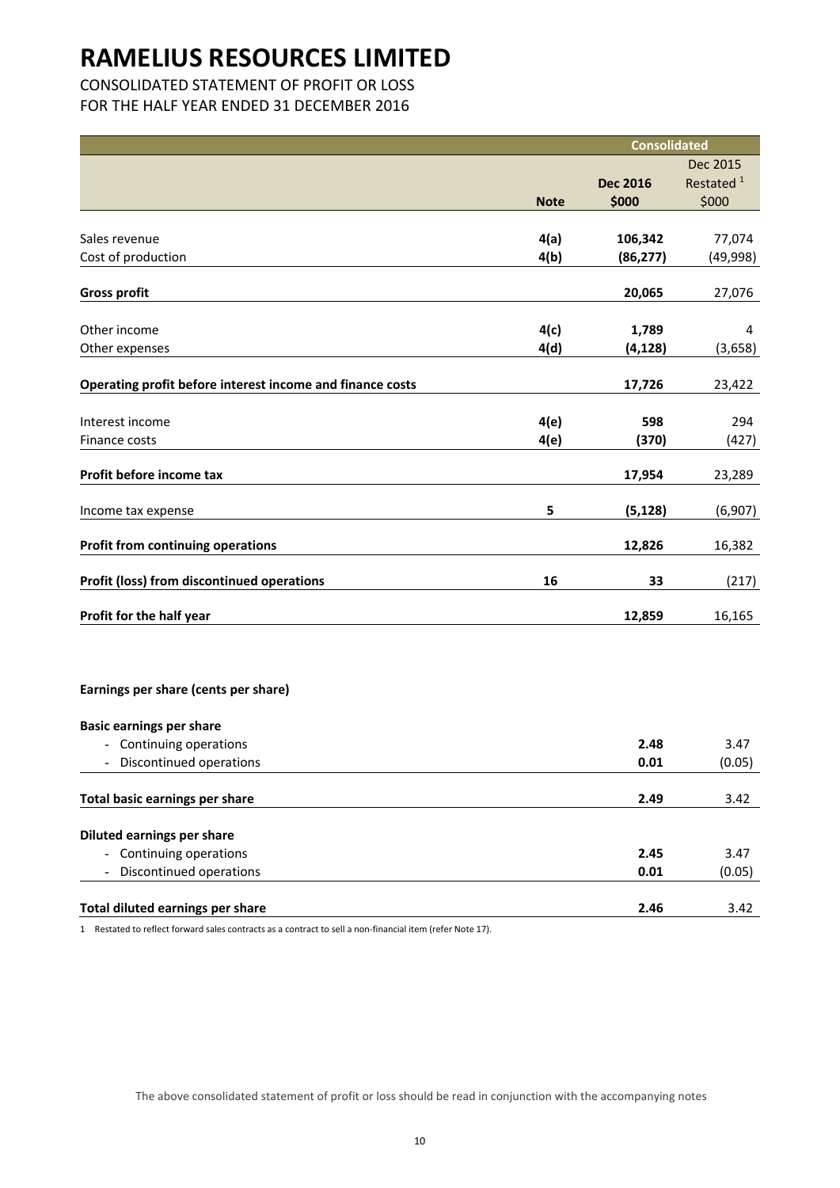# RAMELIUS RESOURCES LIMITED

CONSOLIDATED STATEMENT OF PROFIT OR LOSS
FOR THE HALF YEAR ENDED 31 DECEMBER 2016

| | Note | Consolidated Dec 2016 $000 | Dec 2015 Restated [1] $000 |
|---|---|---|---|
| Sales revenue | 4(a) | **106,342** | 77,074 |
| Cost of production | 4(b) | **(86,277)** | (49,998) |
| **Gross profit** | | **20,065** | 27,076 |
| Other income | 4(c) | **1,789** | 4 |
| Other expenses | 4(d) | **(4,128)** | (3,658) |
| **Operating profit before interest income and finance costs** | | **17,726** | 23,422 |
| Interest income | 4(e) | **598** | 294 |
| Finance costs | 4(e) | **(370)** | (427) |
| **Profit before income tax** | | **17,954** | 23,289 |
| Income tax expense | 5 | **(5,128)** | (6,907) |
| **Profit from continuing operations** | | **12,826** | 16,382 |
| **Profit (loss) from discontinued operations** | 16 | **33** | (217) |
| **Profit for the half year** | | **12,859** | 16,165 |

**Earnings per share (cents per share)**

| | | Dec 2016 | Dec 2015 |
|---|---|---|---|
| **Basic earnings per share** | | | |
| - Continuing operations | | **2.48** | 3.47 |
| - Discontinued operations | | **0.01** | (0.05) |
| **Total basic earnings per share** | | **2.49** | 3.42 |
| **Diluted earnings per share** | | | |
| - Continuing operations | | **2.45** | 3.47 |
| - Discontinued operations | | **0.01** | (0.05) |
| **Total diluted earnings per share** | | **2.46** | 3.42 |

1 Restated to reflect forward sales contracts as a contract to sell a non-financial item (refer Note 17).

The above consolidated statement of profit or loss should be read in conjunction with the accompanying notes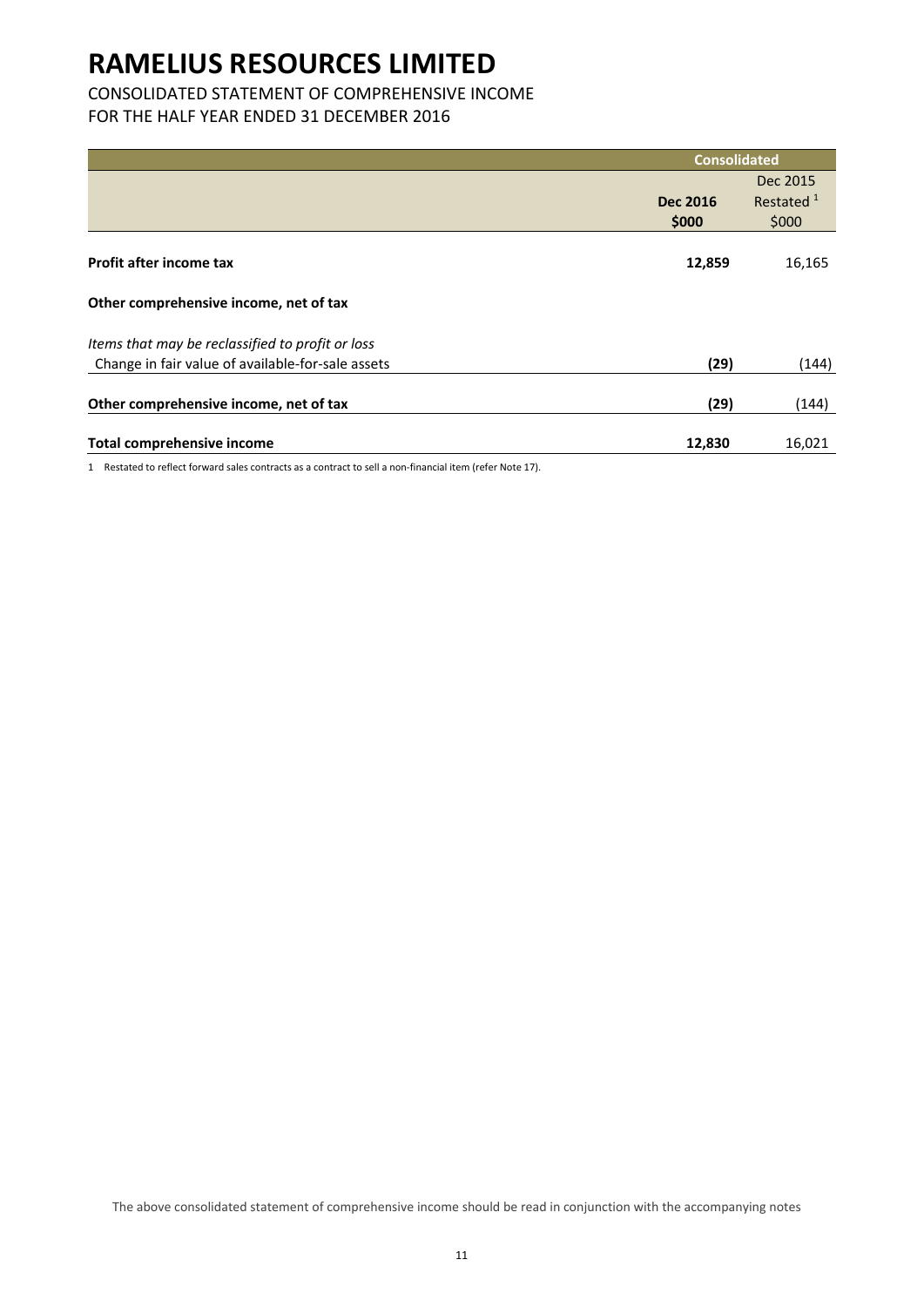# RAMELIUS RESOURCES LIMITED

CONSOLIDATED STATEMENT OF COMPREHENSIVE INCOME
FOR THE HALF YEAR ENDED 31 DECEMBER 2016

| | Consolidated | |
|---|---|---|
| | **Dec 2016** | Dec 2015 Restated [1] |
| | **$000** | $000 |
| **Profit after income tax** | **12,859** | 16,165 |
| **Other comprehensive income, net of tax** | | |
| *Items that may be reclassified to profit or loss* | | |
| Change in fair value of available-for-sale assets | **(29)** | (144) |
| **Other comprehensive income, net of tax** | **(29)** | (144) |
| **Total comprehensive income** | **12,830** | 16,021 |

1 Restated to reflect forward sales contracts as a contract to sell a non-financial item (refer Note 17).

The above consolidated statement of comprehensive income should be read in conjunction with the accompanying notes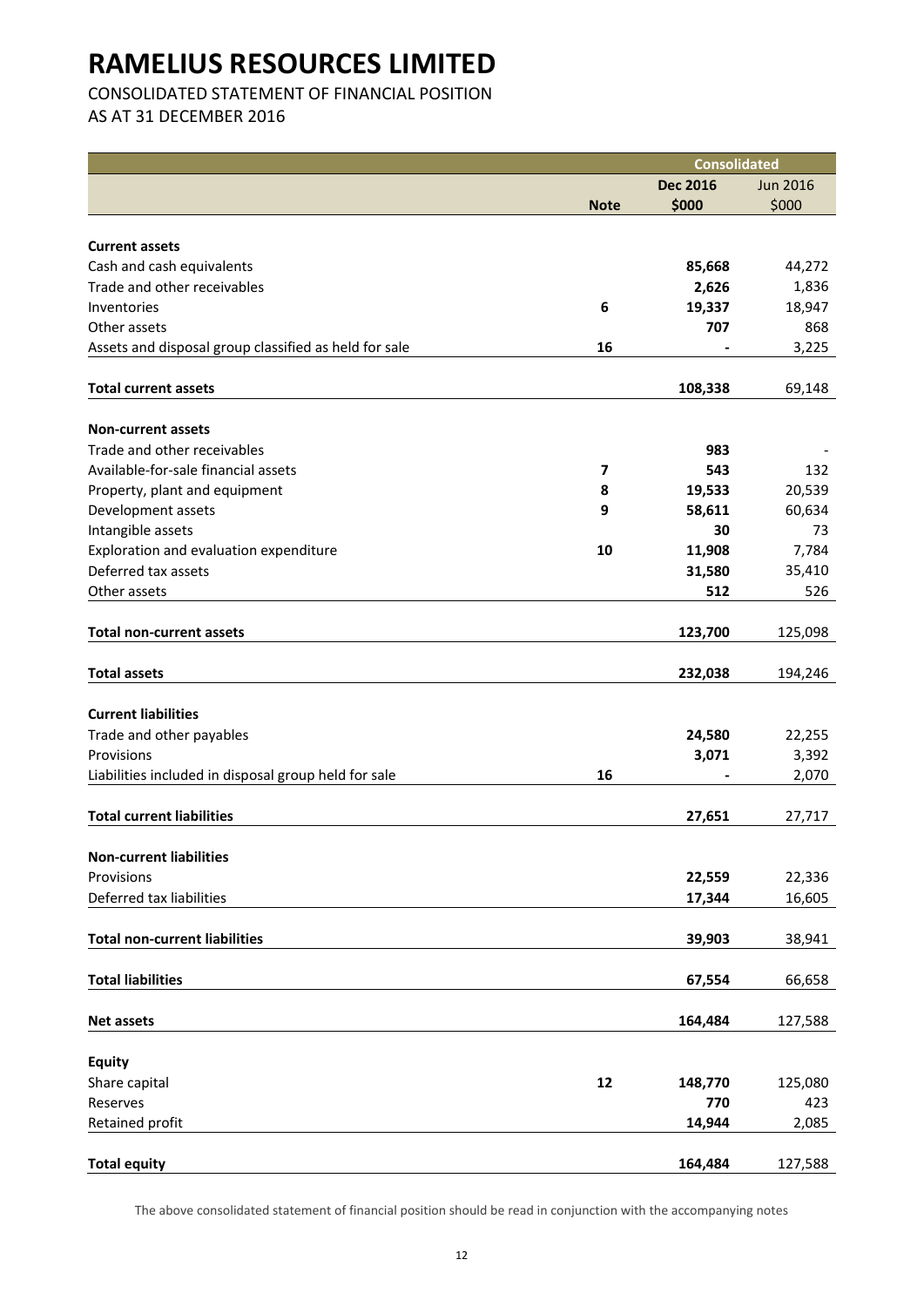# RAMELIUS RESOURCES LIMITED

CONSOLIDATED STATEMENT OF FINANCIAL POSITION
AS AT 31 DECEMBER 2016

| | | Consolidated | |
|---|---|---|---|
| | | **Dec 2016** | Jun 2016 |
| | **Note** | **\$000** | \$000 |
| **Current assets** | | | |
| Cash and cash equivalents | | **85,668** | 44,272 |
| Trade and other receivables | | **2,626** | 1,836 |
| Inventories | **6** | **19,337** | 18,947 |
| Other assets | | **707** | 868 |
| Assets and disposal group classified as held for sale | **16** | **-** | 3,225 |
| **Total current assets** | | **108,338** | 69,148 |
| **Non-current assets** | | | |
| Trade and other receivables | | **983** | - |
| Available-for-sale financial assets | **7** | **543** | 132 |
| Property, plant and equipment | **8** | **19,533** | 20,539 |
| Development assets | **9** | **58,611** | 60,634 |
| Intangible assets | | **30** | 73 |
| Exploration and evaluation expenditure | **10** | **11,908** | 7,784 |
| Deferred tax assets | | **31,580** | 35,410 |
| Other assets | | **512** | 526 |
| **Total non-current assets** | | **123,700** | 125,098 |
| **Total assets** | | **232,038** | 194,246 |
| **Current liabilities** | | | |
| Trade and other payables | | **24,580** | 22,255 |
| Provisions | | **3,071** | 3,392 |
| Liabilities included in disposal group held for sale | **16** | **-** | 2,070 |
| **Total current liabilities** | | **27,651** | 27,717 |
| **Non-current liabilities** | | | |
| Provisions | | **22,559** | 22,336 |
| Deferred tax liabilities | | **17,344** | 16,605 |
| **Total non-current liabilities** | | **39,903** | 38,941 |
| **Total liabilities** | | **67,554** | 66,658 |
| **Net assets** | | **164,484** | 127,588 |
| **Equity** | | | |
| Share capital | **12** | **148,770** | 125,080 |
| Reserves | | **770** | 423 |
| Retained profit | | **14,944** | 2,085 |
| **Total equity** | | **164,484** | 127,588 |

The above consolidated statement of financial position should be read in conjunction with the accompanying notes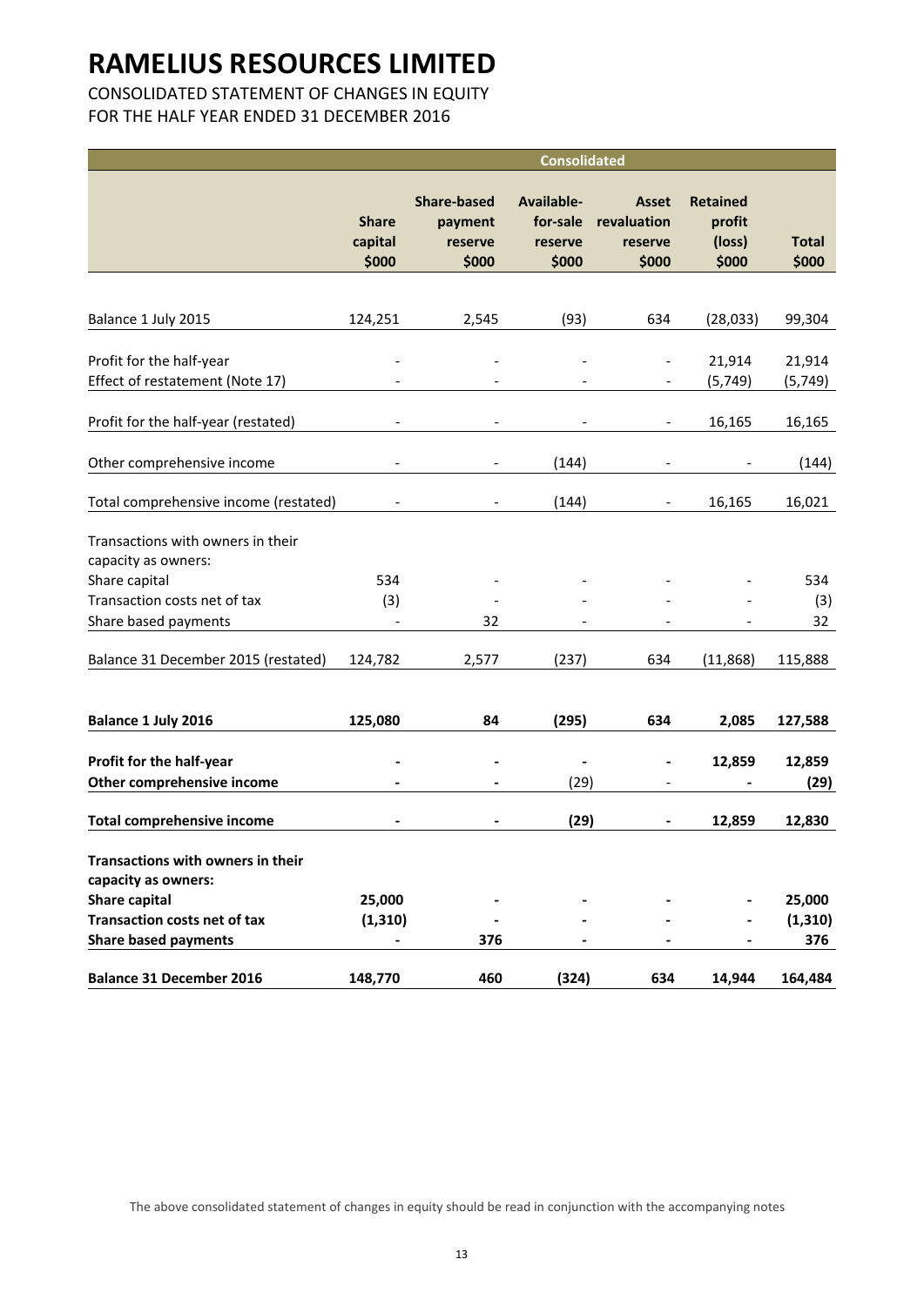# RAMELIUS RESOURCES LIMITED

CONSOLIDATED STATEMENT OF CHANGES IN EQUITY
FOR THE HALF YEAR ENDED 31 DECEMBER 2016

| | Consolidated | | | | | |
|---|---|---|---|---|---|---|
| | **Share capital $000** | **Share-based payment reserve $000** | **Available-for-sale reserve $000** | **Asset revaluation reserve $000** | **Retained profit (loss) $000** | **Total $000** |
| Balance 1 July 2015 | 124,251 | 2,545 | (93) | 634 | (28,033) | 99,304 |
| Profit for the half-year | - | - | - | - | 21,914 | 21,914 |
| Effect of restatement (Note 17) | - | - | - | - | (5,749) | (5,749) |
| Profit for the half-year (restated) | - | - | - | - | 16,165 | 16,165 |
| Other comprehensive income | - | - | (144) | - | - | (144) |
| Total comprehensive income (restated) | - | - | (144) | - | 16,165 | 16,021 |
| Transactions with owners in their capacity as owners: | | | | | | |
| Share capital | 534 | - | - | - | - | 534 |
| Transaction costs net of tax | (3) | - | - | - | - | (3) |
| Share based payments | - | 32 | - | - | - | 32 |
| Balance 31 December 2015 (restated) | 124,782 | 2,577 | (237) | 634 | (11,868) | 115,888 |
| **Balance 1 July 2016** | **125,080** | **84** | **(295)** | **634** | **2,085** | **127,588** |
| **Profit for the half-year** | **-** | **-** | **-** | **-** | **12,859** | **12,859** |
| **Other comprehensive income** | **-** | **-** | (29) | - | **-** | **(29)** |
| **Total comprehensive income** | **-** | **-** | **(29)** | **-** | **12,859** | **12,830** |
| **Transactions with owners in their capacity as owners:** | | | | | | |
| **Share capital** | **25,000** | **-** | **-** | **-** | **-** | **25,000** |
| **Transaction costs net of tax** | **(1,310)** | **-** | **-** | **-** | **-** | **(1,310)** |
| **Share based payments** | **-** | **376** | **-** | **-** | **-** | **376** |
| **Balance 31 December 2016** | **148,770** | **460** | **(324)** | **634** | **14,944** | **164,484** |

The above consolidated statement of changes in equity should be read in conjunction with the accompanying notes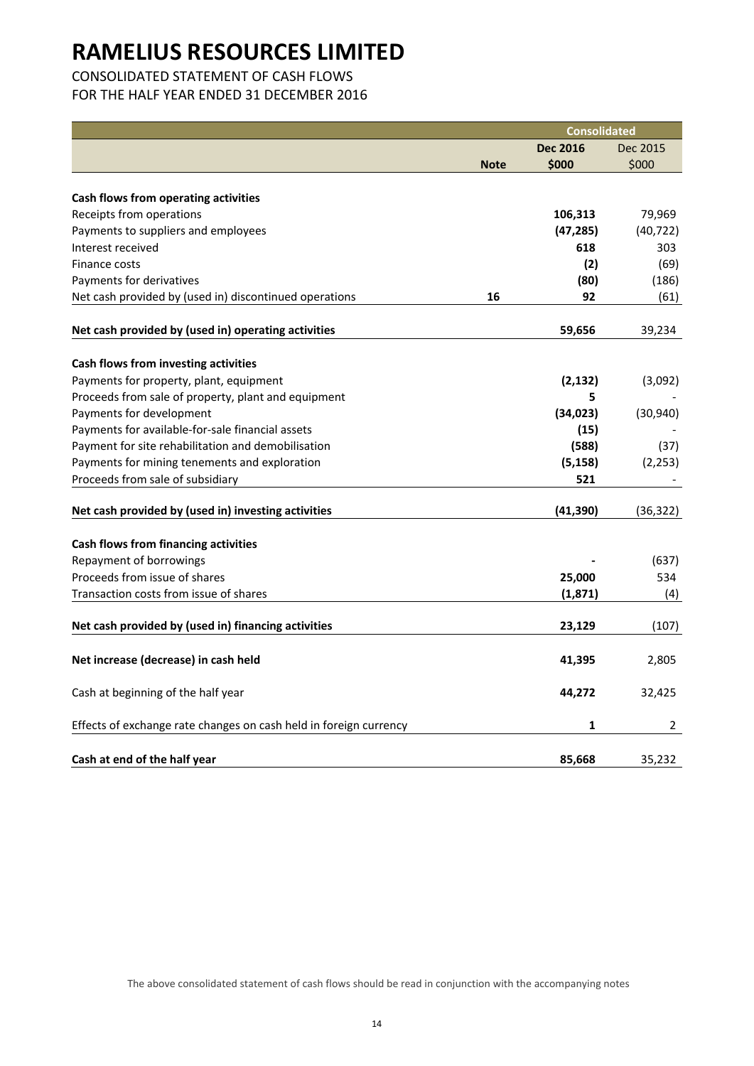# RAMELIUS RESOURCES LIMITED

CONSOLIDATED STATEMENT OF CASH FLOWS
FOR THE HALF YEAR ENDED 31 DECEMBER 2016

| | | Consolidated | |
|---|---|---|---|
| | | **Dec 2016** | Dec 2015 |
| | **Note** | **$000** | $000 |
| **Cash flows from operating activities** | | | |
| Receipts from operations | | **106,313** | 79,969 |
| Payments to suppliers and employees | | **(47,285)** | (40,722) |
| Interest received | | **618** | 303 |
| Finance costs | | **(2)** | (69) |
| Payments for derivatives | | **(80)** | (186) |
| Net cash provided by (used in) discontinued operations | 16 | **92** | (61) |
| **Net cash provided by (used in) operating activities** | | **59,656** | 39,234 |
| **Cash flows from investing activities** | | | |
| Payments for property, plant, equipment | | **(2,132)** | (3,092) |
| Proceeds from sale of property, plant and equipment | | **5** | - |
| Payments for development | | **(34,023)** | (30,940) |
| Payments for available-for-sale financial assets | | **(15)** | - |
| Payment for site rehabilitation and demobilisation | | **(588)** | (37) |
| Payments for mining tenements and exploration | | **(5,158)** | (2,253) |
| Proceeds from sale of subsidiary | | **521** | - |
| **Net cash provided by (used in) investing activities** | | **(41,390)** | (36,322) |
| **Cash flows from financing activities** | | | |
| Repayment of borrowings | | **-** | (637) |
| Proceeds from issue of shares | | **25,000** | 534 |
| Transaction costs from issue of shares | | **(1,871)** | (4) |
| **Net cash provided by (used in) financing activities** | | **23,129** | (107) |
| **Net increase (decrease) in cash held** | | **41,395** | 2,805 |
| Cash at beginning of the half year | | **44,272** | 32,425 |
| Effects of exchange rate changes on cash held in foreign currency | | **1** | 2 |
| **Cash at end of the half year** | | **85,668** | 35,232 |

The above consolidated statement of cash flows should be read in conjunction with the accompanying notes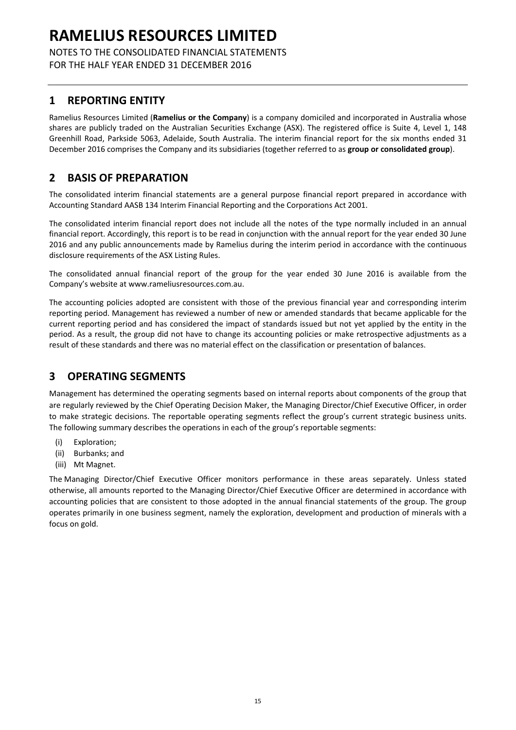# RAMELIUS RESOURCES LIMITED

NOTES TO THE CONSOLIDATED FINANCIAL STATEMENTS
FOR THE HALF YEAR ENDED 31 DECEMBER 2016

## 1 REPORTING ENTITY

Ramelius Resources Limited (**Ramelius or the Company**) is a company domiciled and incorporated in Australia whose shares are publicly traded on the Australian Securities Exchange (ASX). The registered office is Suite 4, Level 1, 148 Greenhill Road, Parkside 5063, Adelaide, South Australia. The interim financial report for the six months ended 31 December 2016 comprises the Company and its subsidiaries (together referred to as **group or consolidated group**).

## 2 BASIS OF PREPARATION

The consolidated interim financial statements are a general purpose financial report prepared in accordance with Accounting Standard AASB 134 Interim Financial Reporting and the Corporations Act 2001.

The consolidated interim financial report does not include all the notes of the type normally included in an annual financial report. Accordingly, this report is to be read in conjunction with the annual report for the year ended 30 June 2016 and any public announcements made by Ramelius during the interim period in accordance with the continuous disclosure requirements of the ASX Listing Rules.

The consolidated annual financial report of the group for the year ended 30 June 2016 is available from the Company's website at www.rameliusresources.com.au.

The accounting policies adopted are consistent with those of the previous financial year and corresponding interim reporting period. Management has reviewed a number of new or amended standards that became applicable for the current reporting period and has considered the impact of standards issued but not yet applied by the entity in the period. As a result, the group did not have to change its accounting policies or make retrospective adjustments as a result of these standards and there was no material effect on the classification or presentation of balances.

## 3 OPERATING SEGMENTS

Management has determined the operating segments based on internal reports about components of the group that are regularly reviewed by the Chief Operating Decision Maker, the Managing Director/Chief Executive Officer, in order to make strategic decisions. The reportable operating segments reflect the group's current strategic business units. The following summary describes the operations in each of the group's reportable segments:

- (i) Exploration;
- (ii) Burbanks; and
- (iii) Mt Magnet.

The Managing Director/Chief Executive Officer monitors performance in these areas separately. Unless stated otherwise, all amounts reported to the Managing Director/Chief Executive Officer are determined in accordance with accounting policies that are consistent to those adopted in the annual financial statements of the group. The group operates primarily in one business segment, namely the exploration, development and production of minerals with a focus on gold.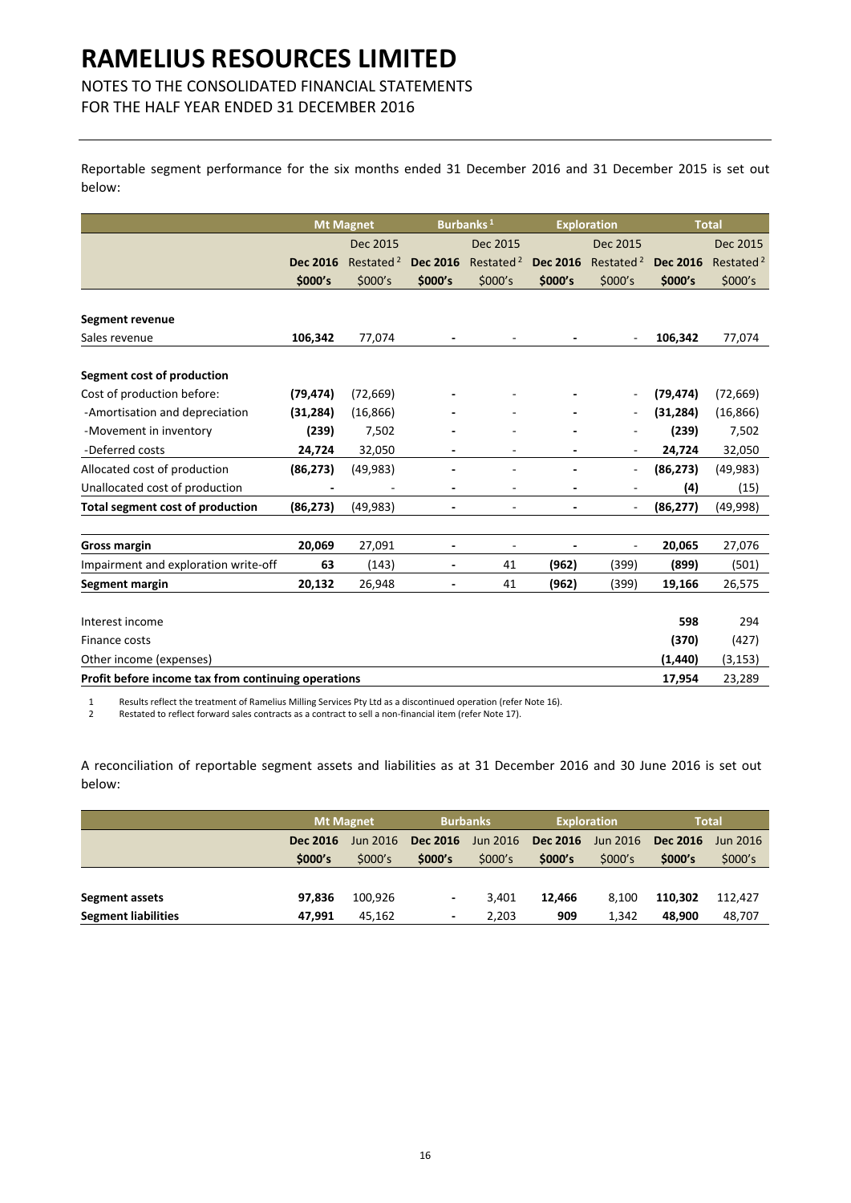# RAMELIUS RESOURCES LIMITED

NOTES TO THE CONSOLIDATED FINANCIAL STATEMENTS
FOR THE HALF YEAR ENDED 31 DECEMBER 2016

Reportable segment performance for the six months ended 31 December 2016 and 31 December 2015 is set out below:

| | Mt Magnet | | Burbanks [1] | | Exploration | | Total | |
|---|---|---|---|---|---|---|---|---|
| | **Dec 2016** | Dec 2015 Restated [2] | **Dec 2016** | Dec 2015 Restated [2] | **Dec 2016** | Dec 2015 Restated [2] | **Dec 2016** | Dec 2015 Restated [2] |
| | **$000's** | $000's | **$000's** | $000's | **$000's** | $000's | **$000's** | $000's |
| **Segment revenue** | | | | | | | | |
| Sales revenue | **106,342** | 77,074 | **-** | - | **-** | - | **106,342** | 77,074 |
| **Segment cost of production** | | | | | | | | |
| Cost of production before: | **(79,474)** | (72,669) | **-** | - | **-** | - | **(79,474)** | (72,669) |
| -Amortisation and depreciation | **(31,284)** | (16,866) | **-** | - | **-** | - | **(31,284)** | (16,866) |
| -Movement in inventory | **(239)** | 7,502 | **-** | - | **-** | - | **(239)** | 7,502 |
| -Deferred costs | **24,724** | 32,050 | **-** | - | **-** | - | **24,724** | 32,050 |
| Allocated cost of production | **(86,273)** | (49,983) | **-** | - | **-** | - | **(86,273)** | (49,983) |
| Unallocated cost of production | **-** | - | **-** | - | **-** | - | **(4)** | (15) |
| **Total segment cost of production** | **(86,273)** | (49,983) | **-** | - | **-** | - | **(86,277)** | (49,998) |
| **Gross margin** | **20,069** | 27,091 | **-** | - | **-** | - | **20,065** | 27,076 |
| Impairment and exploration write-off | **63** | (143) | **-** | 41 | **(962)** | (399) | **(899)** | (501) |
| **Segment margin** | **20,132** | 26,948 | **-** | 41 | **(962)** | (399) | **19,166** | 26,575 |
| Interest income | | | | | | | **598** | 294 |
| Finance costs | | | | | | | **(370)** | (427) |
| Other income (expenses) | | | | | | | **(1,440)** | (3,153) |
| **Profit before income tax from continuing operations** | | | | | | | **17,954** | 23,289 |

1 Results reflect the treatment of Ramelius Milling Services Pty Ltd as a discontinued operation (refer Note 16).
2 Restated to reflect forward sales contracts as a contract to sell a non-financial item (refer Note 17).

A reconciliation of reportable segment assets and liabilities as at 31 December 2016 and 30 June 2016 is set out below:

| | Mt Magnet | | Burbanks | | Exploration | | Total | |
|---|---|---|---|---|---|---|---|---|
| | **Dec 2016** | Jun 2016 | **Dec 2016** | Jun 2016 | **Dec 2016** | Jun 2016 | **Dec 2016** | Jun 2016 |
| | **$000's** | $000's | **$000's** | $000's | **$000's** | $000's | **$000's** | $000's |
| **Segment assets** | **97,836** | 100,926 | **-** | 3,401 | **12,466** | 8,100 | **110,302** | 112,427 |
| **Segment liabilities** | **47,991** | 45,162 | **-** | 2,203 | **909** | 1,342 | **48,900** | 48,707 |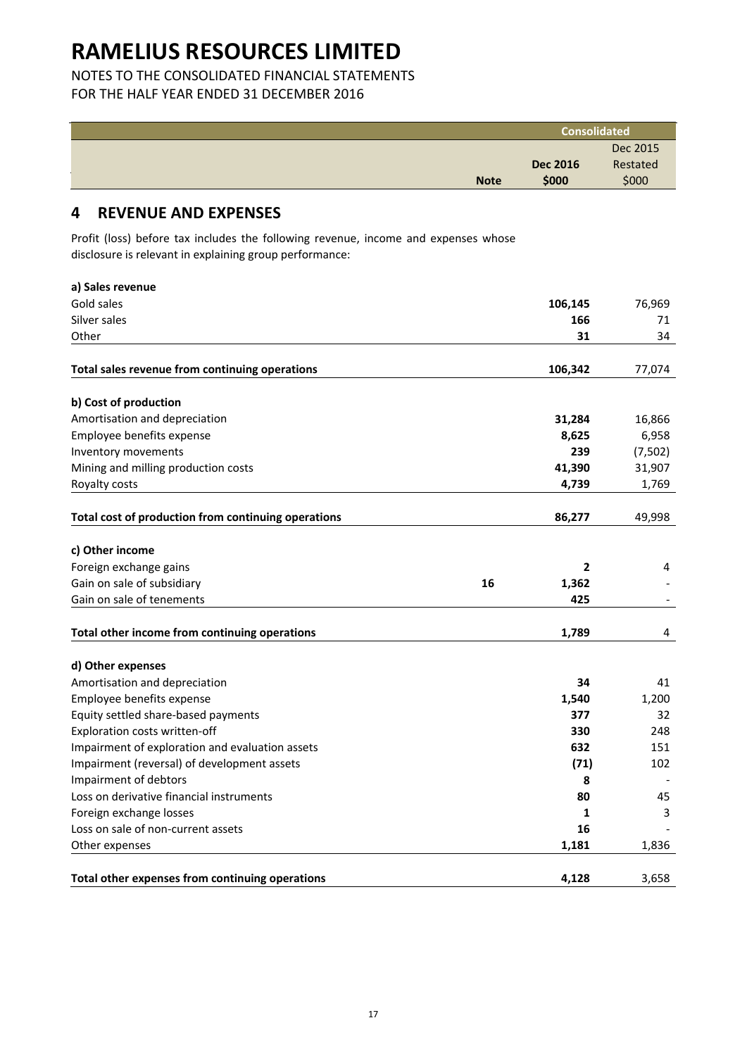# RAMELIUS RESOURCES LIMITED

NOTES TO THE CONSOLIDATED FINANCIAL STATEMENTS
FOR THE HALF YEAR ENDED 31 DECEMBER 2016

## 4 REVENUE AND EXPENSES

Profit (loss) before tax includes the following revenue, income and expenses whose disclosure is relevant in explaining group performance:

| | | Consolidated | |
|---|---|---|---|
| | Note | Dec 2016 $000 | Dec 2015 Restated $000 |
| **a) Sales revenue** | | | |
| Gold sales | | **106,145** | 76,969 |
| Silver sales | | **166** | 71 |
| Other | | **31** | 34 |
| **Total sales revenue from continuing operations** | | **106,342** | 77,074 |
| **b) Cost of production** | | | |
| Amortisation and depreciation | | **31,284** | 16,866 |
| Employee benefits expense | | **8,625** | 6,958 |
| Inventory movements | | **239** | (7,502) |
| Mining and milling production costs | | **41,390** | 31,907 |
| Royalty costs | | **4,739** | 1,769 |
| **Total cost of production from continuing operations** | | **86,277** | 49,998 |
| **c) Other income** | | | |
| Foreign exchange gains | | **2** | 4 |
| Gain on sale of subsidiary | 16 | **1,362** | - |
| Gain on sale of tenements | | **425** | - |
| **Total other income from continuing operations** | | **1,789** | 4 |
| **d) Other expenses** | | | |
| Amortisation and depreciation | | **34** | 41 |
| Employee benefits expense | | **1,540** | 1,200 |
| Equity settled share-based payments | | **377** | 32 |
| Exploration costs written-off | | **330** | 248 |
| Impairment of exploration and evaluation assets | | **632** | 151 |
| Impairment (reversal) of development assets | | **(71)** | 102 |
| Impairment of debtors | | **8** | - |
| Loss on derivative financial instruments | | **80** | 45 |
| Foreign exchange losses | | **1** | 3 |
| Loss on sale of non-current assets | | **16** | - |
| Other expenses | | **1,181** | 1,836 |
| **Total other expenses from continuing operations** | | **4,128** | 3,658 |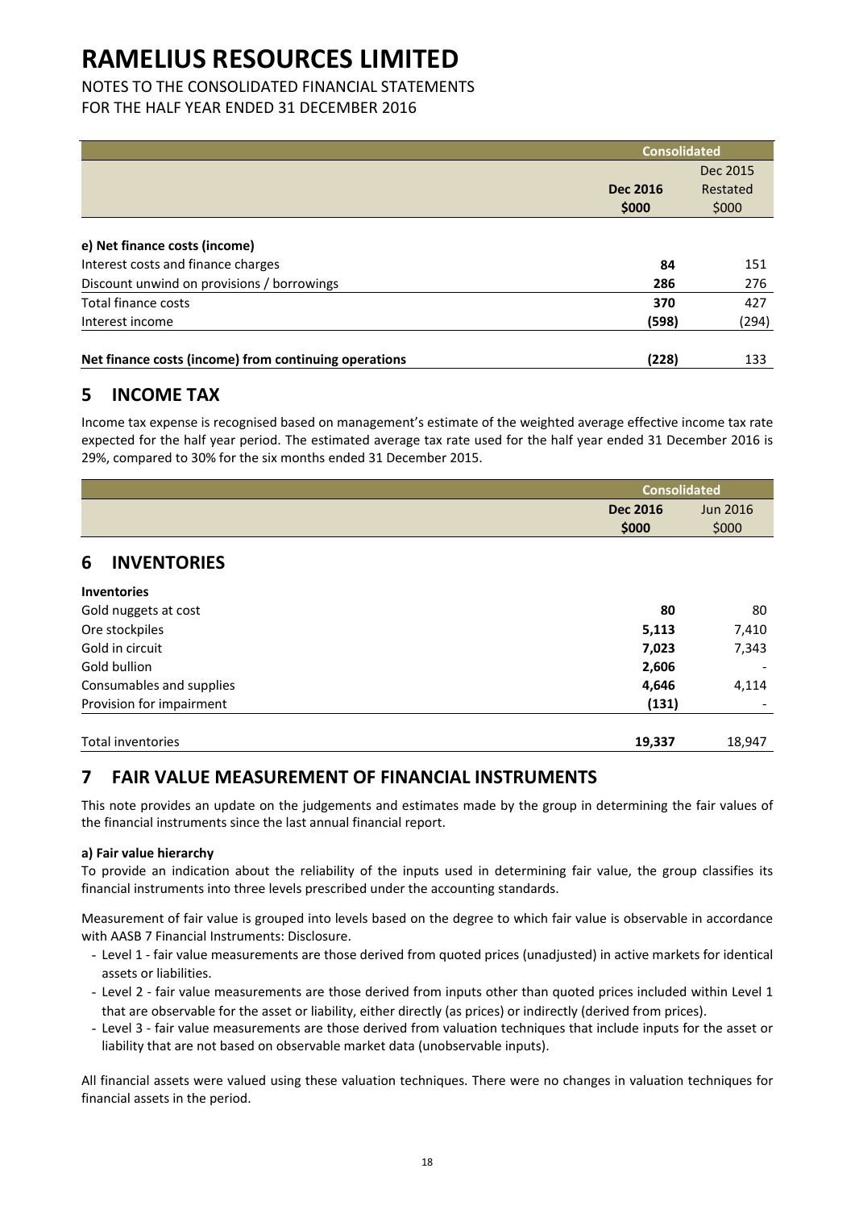# RAMELIUS RESOURCES LIMITED

NOTES TO THE CONSOLIDATED FINANCIAL STATEMENTS
FOR THE HALF YEAR ENDED 31 DECEMBER 2016

| | Consolidated | |
|---|---|---|
| | **Dec 2016** | Dec 2015 Restated |
| | **$000** | $000 |
| **e) Net finance costs (income)** | | |
| Interest costs and finance charges | **84** | 151 |
| Discount unwind on provisions / borrowings | **286** | 276 |
| Total finance costs | **370** | 427 |
| Interest income | **(598)** | (294) |
| **Net finance costs (income) from continuing operations** | **(228)** | 133 |

## 5 INCOME TAX

Income tax expense is recognised based on management's estimate of the weighted average effective income tax rate expected for the half year period. The estimated average tax rate used for the half year ended 31 December 2016 is 29%, compared to 30% for the six months ended 31 December 2015.

## 6 INVENTORIES

| | Consolidated | |
|---|---|---|
| | **Dec 2016** | Jun 2016 |
| | **$000** | $000 |
| **Inventories** | | |
| Gold nuggets at cost | **80** | 80 |
| Ore stockpiles | **5,113** | 7,410 |
| Gold in circuit | **7,023** | 7,343 |
| Gold bullion | **2,606** | - |
| Consumables and supplies | **4,646** | 4,114 |
| Provision for impairment | **(131)** | - |
| Total inventories | **19,337** | 18,947 |

## 7 FAIR VALUE MEASUREMENT OF FINANCIAL INSTRUMENTS

This note provides an update on the judgements and estimates made by the group in determining the fair values of the financial instruments since the last annual financial report.

**a) Fair value hierarchy**

To provide an indication about the reliability of the inputs used in determining fair value, the group classifies its financial instruments into three levels prescribed under the accounting standards.

Measurement of fair value is grouped into levels based on the degree to which fair value is observable in accordance with AASB 7 Financial Instruments: Disclosure.

- Level 1 - fair value measurements are those derived from quoted prices (unadjusted) in active markets for identical assets or liabilities.
- Level 2 - fair value measurements are those derived from inputs other than quoted prices included within Level 1 that are observable for the asset or liability, either directly (as prices) or indirectly (derived from prices).
- Level 3 - fair value measurements are those derived from valuation techniques that include inputs for the asset or liability that are not based on observable market data (unobservable inputs).

All financial assets were valued using these valuation techniques. There were no changes in valuation techniques for financial assets in the period.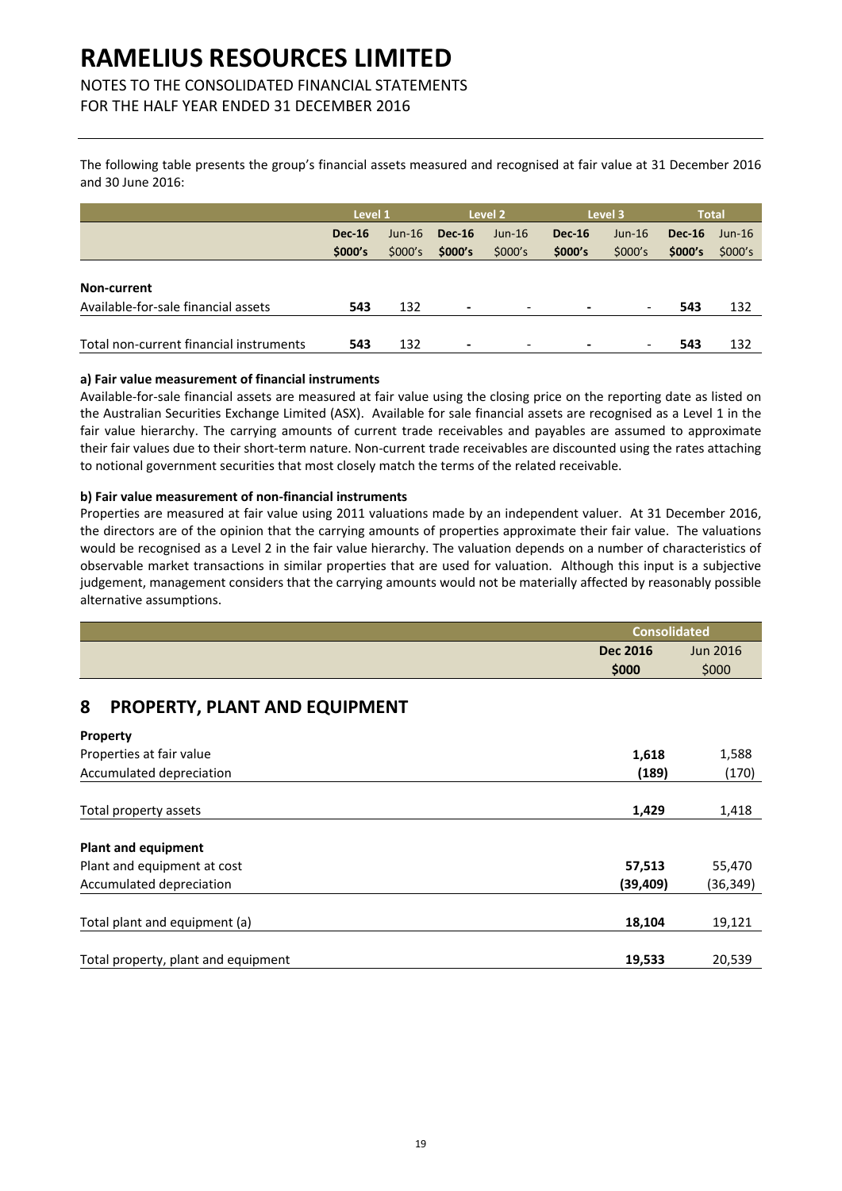The following table presents the group's financial assets measured and recognised at fair value at 31 December 2016 and 30 June 2016:

| | Level 1 | | Level 2 | | Level 3 | | Total | |
|---|---|---|---|---|---|---|---|---|
| | **Dec-16** | Jun-16 | **Dec-16** | Jun-16 | **Dec-16** | Jun-16 | **Dec-16** | Jun-16 |
| | **$000's** | $000's | **$000's** | $000's | **$000's** | $000's | **$000's** | $000's |
| **Non-current** | | | | | | | | |
| Available-for-sale financial assets | **543** | 132 | **-** | - | **-** | - | **543** | 132 |
| Total non-current financial instruments | **543** | 132 | **-** | - | **-** | - | **543** | 132 |

**a) Fair value measurement of financial instruments**

Available-for-sale financial assets are measured at fair value using the closing price on the reporting date as listed on the Australian Securities Exchange Limited (ASX). Available for sale financial assets are recognised as a Level 1 in the fair value hierarchy. The carrying amounts of current trade receivables and payables are assumed to approximate their fair values due to their short-term nature. Non-current trade receivables are discounted using the rates attaching to notional government securities that most closely match the terms of the related receivable.

**b) Fair value measurement of non-financial instruments**

Properties are measured at fair value using 2011 valuations made by an independent valuer. At 31 December 2016, the directors are of the opinion that the carrying amounts of properties approximate their fair value. The valuations would be recognised as a Level 2 in the fair value hierarchy. The valuation depends on a number of characteristics of observable market transactions in similar properties that are used for valuation. Although this input is a subjective judgement, management considers that the carrying amounts would not be materially affected by reasonably possible alternative assumptions.

## 8 PROPERTY, PLANT AND EQUIPMENT

| | Consolidated | |
|---|---|---|
| | **Dec 2016** | Jun 2016 |
| | **$000** | $000 |
| **Property** | | |
| Properties at fair value | **1,618** | 1,588 |
| Accumulated depreciation | **(189)** | (170) |
| Total property assets | **1,429** | 1,418 |
| **Plant and equipment** | | |
| Plant and equipment at cost | **57,513** | 55,470 |
| Accumulated depreciation | **(39,409)** | (36,349) |
| Total plant and equipment (a) | **18,104** | 19,121 |
| Total property, plant and equipment | **19,533** | 20,539 |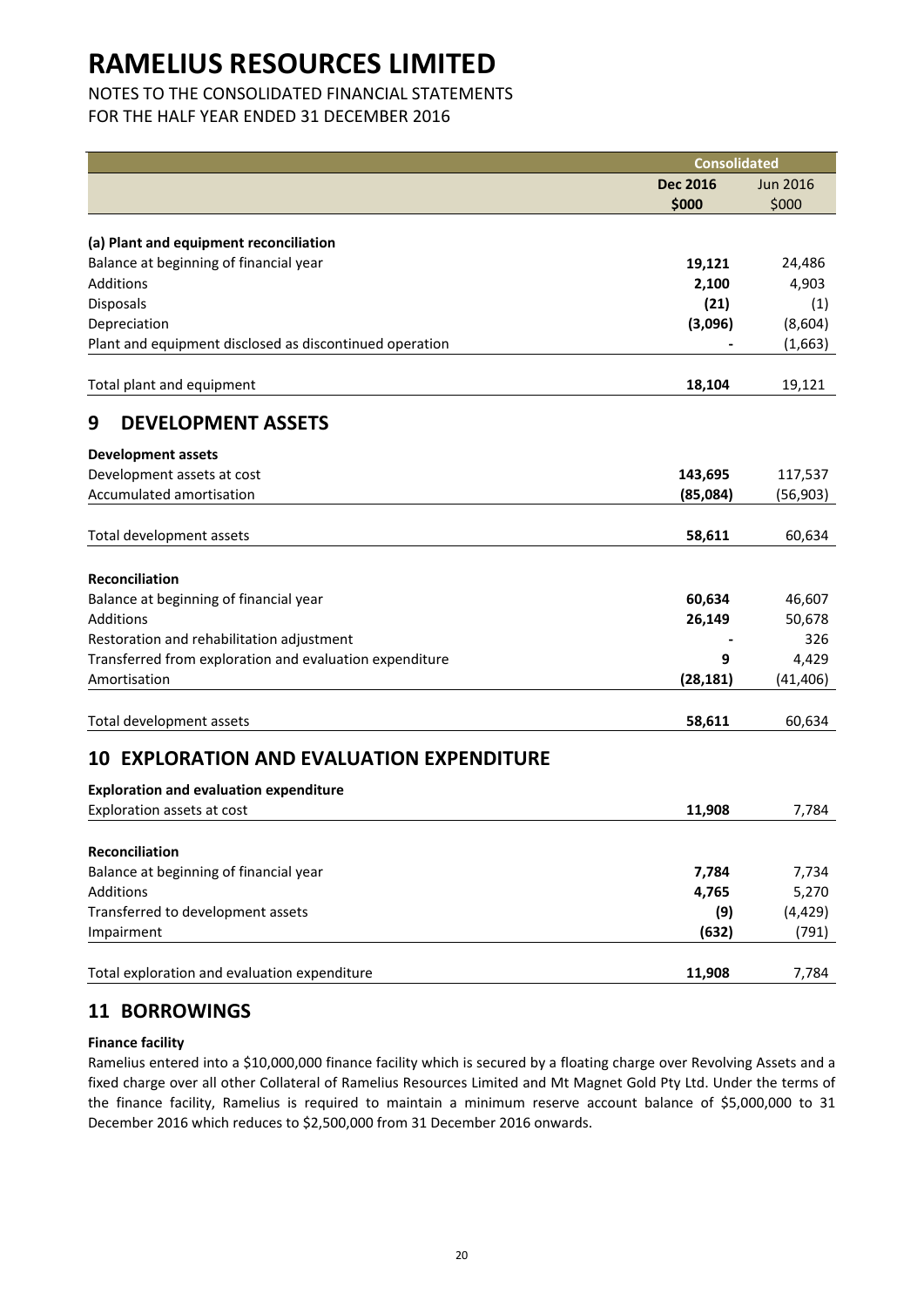# RAMELIUS RESOURCES LIMITED

NOTES TO THE CONSOLIDATED FINANCIAL STATEMENTS
FOR THE HALF YEAR ENDED 31 DECEMBER 2016

| | Consolidated | |
|---|---|---|
| | **Dec 2016 $000** | Jun 2016 $000 |
| **(a) Plant and equipment reconciliation** | | |
| Balance at beginning of financial year | **19,121** | 24,486 |
| Additions | **2,100** | 4,903 |
| Disposals | **(21)** | (1) |
| Depreciation | **(3,096)** | (8,604) |
| Plant and equipment disclosed as discontinued operation | **-** | (1,663) |
| Total plant and equipment | **18,104** | 19,121 |

## 9 DEVELOPMENT ASSETS

| | Dec 2016 $000 | Jun 2016 $000 |
|---|---|---|
| **Development assets** | | |
| Development assets at cost | **143,695** | 117,537 |
| Accumulated amortisation | **(85,084)** | (56,903) |
| Total development assets | **58,611** | 60,634 |
| **Reconciliation** | | |
| Balance at beginning of financial year | **60,634** | 46,607 |
| Additions | **26,149** | 50,678 |
| Restoration and rehabilitation adjustment | **-** | 326 |
| Transferred from exploration and evaluation expenditure | **9** | 4,429 |
| Amortisation | **(28,181)** | (41,406) |
| Total development assets | **58,611** | 60,634 |

## 10 EXPLORATION AND EVALUATION EXPENDITURE

| | Dec 2016 $000 | Jun 2016 $000 |
|---|---|---|
| **Exploration and evaluation expenditure** | | |
| Exploration assets at cost | **11,908** | 7,784 |
| **Reconciliation** | | |
| Balance at beginning of financial year | **7,784** | 7,734 |
| Additions | **4,765** | 5,270 |
| Transferred to development assets | **(9)** | (4,429) |
| Impairment | **(632)** | (791) |
| Total exploration and evaluation expenditure | **11,908** | 7,784 |

## 11 BORROWINGS

**Finance facility**

Ramelius entered into a $10,000,000 finance facility which is secured by a floating charge over Revolving Assets and a fixed charge over all other Collateral of Ramelius Resources Limited and Mt Magnet Gold Pty Ltd. Under the terms of the finance facility, Ramelius is required to maintain a minimum reserve account balance of $5,000,000 to 31 December 2016 which reduces to $2,500,000 from 31 December 2016 onwards.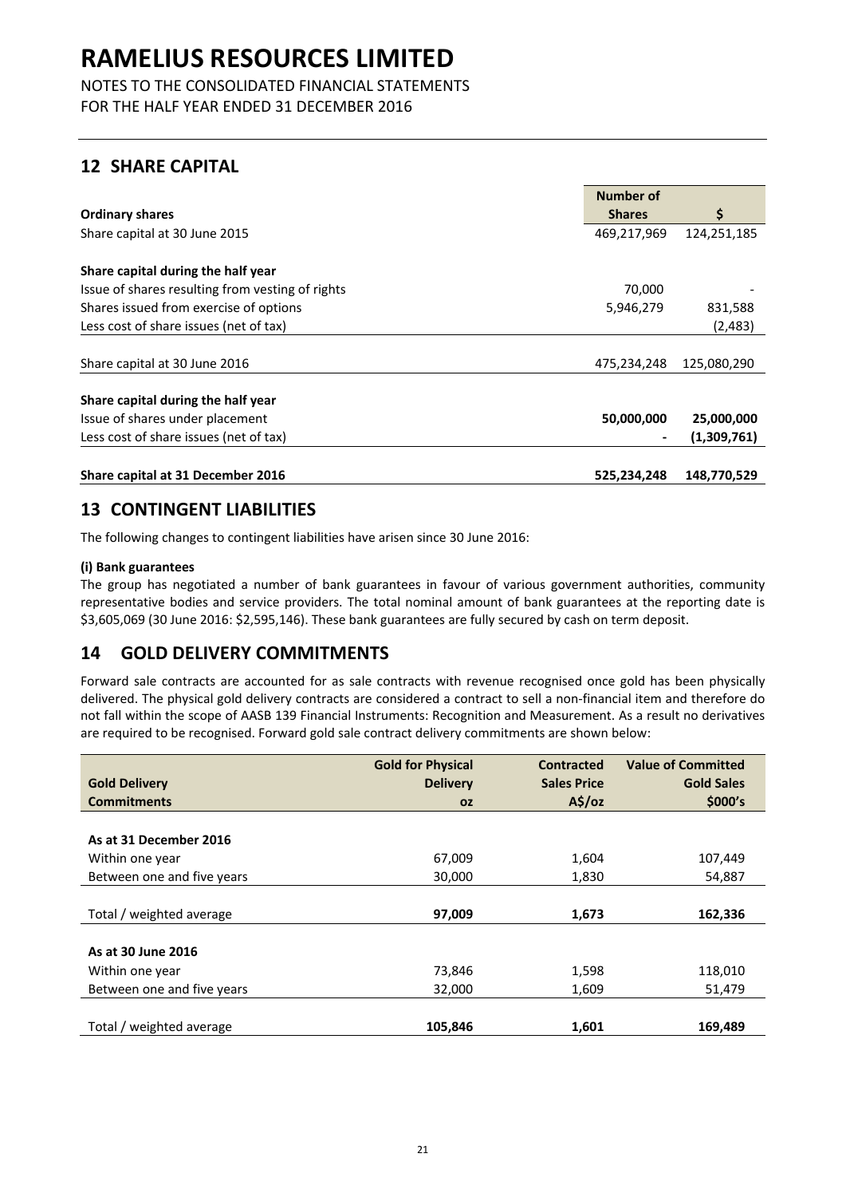# RAMELIUS RESOURCES LIMITED

NOTES TO THE CONSOLIDATED FINANCIAL STATEMENTS
FOR THE HALF YEAR ENDED 31 DECEMBER 2016

## 12 SHARE CAPITAL

| Ordinary shares | Number of Shares | $ |
|---|---|---|
| Share capital at 30 June 2015 | 469,217,969 | 124,251,185 |
| | | |
| **Share capital during the half year** | | |
| Issue of shares resulting from vesting of rights | 70,000 | - |
| Shares issued from exercise of options | 5,946,279 | 831,588 |
| Less cost of share issues (net of tax) | | (2,483) |
| | | |
| Share capital at 30 June 2016 | 475,234,248 | 125,080,290 |
| | | |
| **Share capital during the half year** | | |
| Issue of shares under placement | **50,000,000** | **25,000,000** |
| Less cost of share issues (net of tax) | **-** | **(1,309,761)** |
| | | |
| **Share capital at 31 December 2016** | **525,234,248** | **148,770,529** |

## 13 CONTINGENT LIABILITIES

The following changes to contingent liabilities have arisen since 30 June 2016:

**(i) Bank guarantees**

The group has negotiated a number of bank guarantees in favour of various government authorities, community representative bodies and service providers. The total nominal amount of bank guarantees at the reporting date is \$3,605,069 (30 June 2016: \$2,595,146). These bank guarantees are fully secured by cash on term deposit.

## 14 GOLD DELIVERY COMMITMENTS

Forward sale contracts are accounted for as sale contracts with revenue recognised once gold has been physically delivered. The physical gold delivery contracts are considered a contract to sell a non-financial item and therefore do not fall within the scope of AASB 139 Financial Instruments: Recognition and Measurement. As a result no derivatives are required to be recognised. Forward gold sale contract delivery commitments are shown below:

| Gold Delivery Commitments | Gold for Physical Delivery oz | Contracted Sales Price A$/oz | Value of Committed Gold Sales $000's |
|---|---|---|---|
| **As at 31 December 2016** | | | |
| Within one year | 67,009 | 1,604 | 107,449 |
| Between one and five years | 30,000 | 1,830 | 54,887 |
| | | | |
| Total / weighted average | **97,009** | **1,673** | **162,336** |
| | | | |
| **As at 30 June 2016** | | | |
| Within one year | 73,846 | 1,598 | 118,010 |
| Between one and five years | 32,000 | 1,609 | 51,479 |
| | | | |
| Total / weighted average | **105,846** | **1,601** | **169,489** |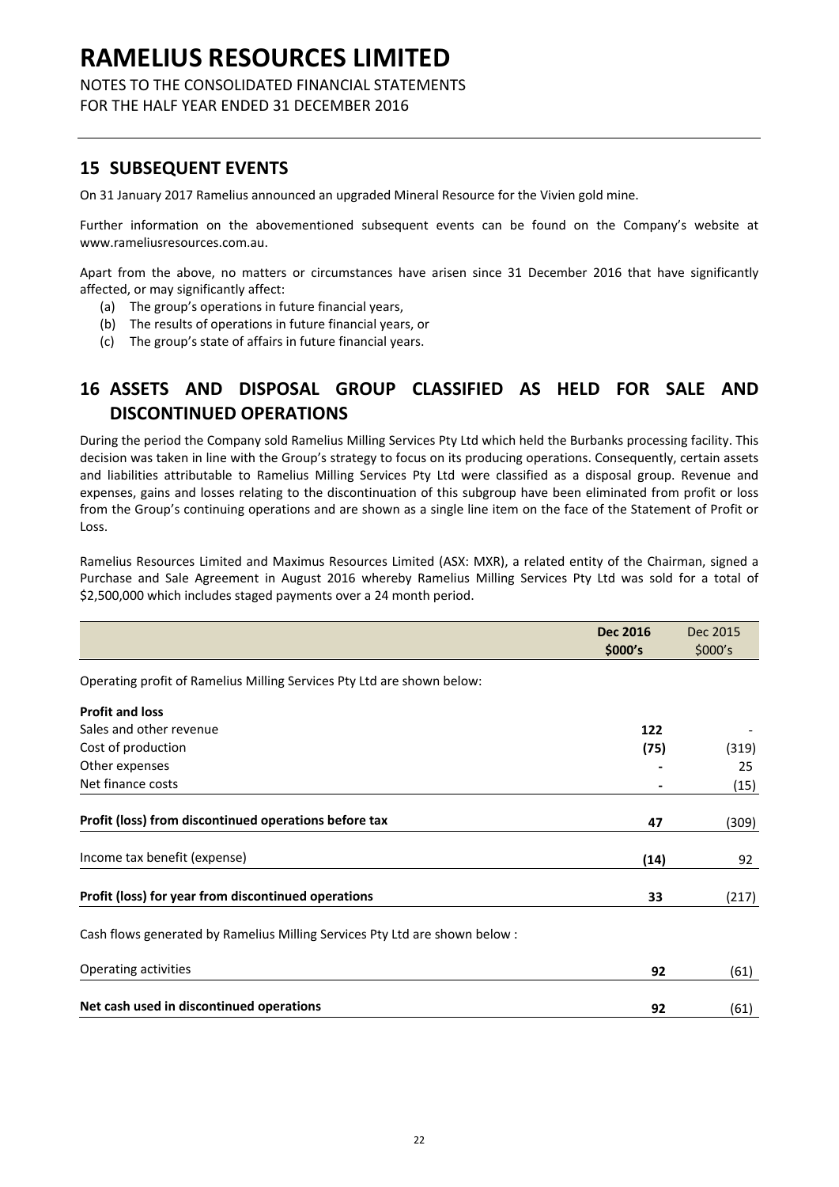## 15 SUBSEQUENT EVENTS

On 31 January 2017 Ramelius announced an upgraded Mineral Resource for the Vivien gold mine.

Further information on the abovementioned subsequent events can be found on the Company's website at www.rameliusresources.com.au.

Apart from the above, no matters or circumstances have arisen since 31 December 2016 that have significantly affected, or may significantly affect:

(a) The group's operations in future financial years,
(b) The results of operations in future financial years, or
(c) The group's state of affairs in future financial years.

## 16 ASSETS AND DISPOSAL GROUP CLASSIFIED AS HELD FOR SALE AND DISCONTINUED OPERATIONS

During the period the Company sold Ramelius Milling Services Pty Ltd which held the Burbanks processing facility. This decision was taken in line with the Group's strategy to focus on its producing operations. Consequently, certain assets and liabilities attributable to Ramelius Milling Services Pty Ltd were classified as a disposal group. Revenue and expenses, gains and losses relating to the discontinuation of this subgroup have been eliminated from profit or loss from the Group's continuing operations and are shown as a single line item on the face of the Statement of Profit or Loss.

Ramelius Resources Limited and Maximus Resources Limited (ASX: MXR), a related entity of the Chairman, signed a Purchase and Sale Agreement in August 2016 whereby Ramelius Milling Services Pty Ltd was sold for a total of $2,500,000 which includes staged payments over a 24 month period.

| | **Dec 2016 $000's** | Dec 2015 $000's |
|---|---|---|
| Operating profit of Ramelius Milling Services Pty Ltd are shown below: | | |
| **Profit and loss** | | |
| Sales and other revenue | **122** | - |
| Cost of production | **(75)** | (319) |
| Other expenses | **-** | 25 |
| Net finance costs | **-** | (15) |
| **Profit (loss) from discontinued operations before tax** | **47** | (309) |
| Income tax benefit (expense) | **(14)** | 92 |
| **Profit (loss) for year from discontinued operations** | **33** | (217) |
| Cash flows generated by Ramelius Milling Services Pty Ltd are shown below : | | |
| Operating activities | **92** | (61) |
| **Net cash used in discontinued operations** | **92** | (61) |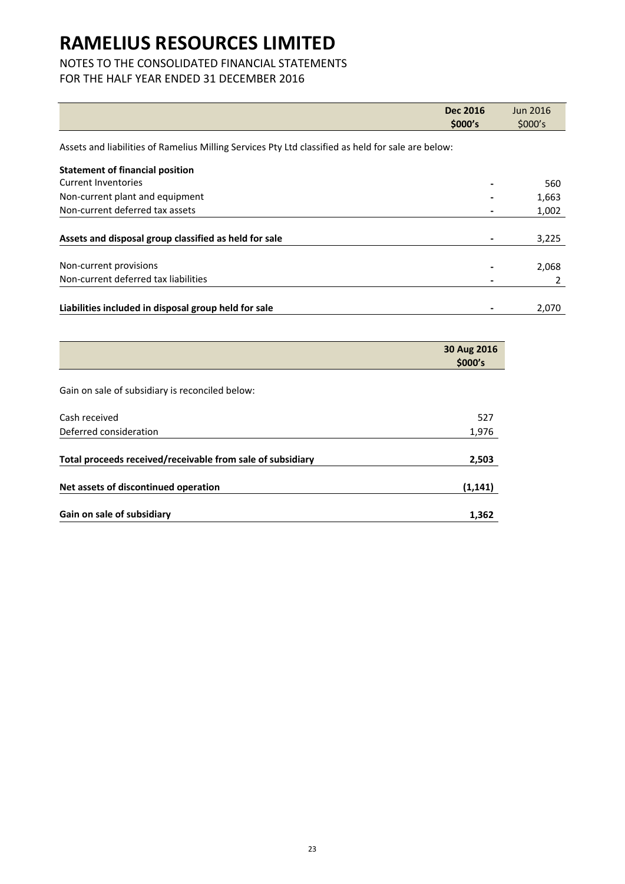# RAMELIUS RESOURCES LIMITED

NOTES TO THE CONSOLIDATED FINANCIAL STATEMENTS
FOR THE HALF YEAR ENDED 31 DECEMBER 2016

| | **Dec 2016 $000's** | Jun 2016 $000's |
|---|---|---|
| Assets and liabilities of Ramelius Milling Services Pty Ltd classified as held for sale are below: | | |
| **Statement of financial position** | | |
| Current Inventories | - | 560 |
| Non-current plant and equipment | - | 1,663 |
| Non-current deferred tax assets | - | 1,002 |
| **Assets and disposal group classified as held for sale** | - | 3,225 |
| Non-current provisions | - | 2,068 |
| Non-current deferred tax liabilities | - | 2 |
| **Liabilities included in disposal group held for sale** | - | 2,070 |

| | **30 Aug 2016 $000's** |
|---|---|
| Gain on sale of subsidiary is reconciled below: | |
| Cash received | 527 |
| Deferred consideration | 1,976 |
| **Total proceeds received/receivable from sale of subsidiary** | **2,503** |
| **Net assets of discontinued operation** | **(1,141)** |
| **Gain on sale of subsidiary** | **1,362** |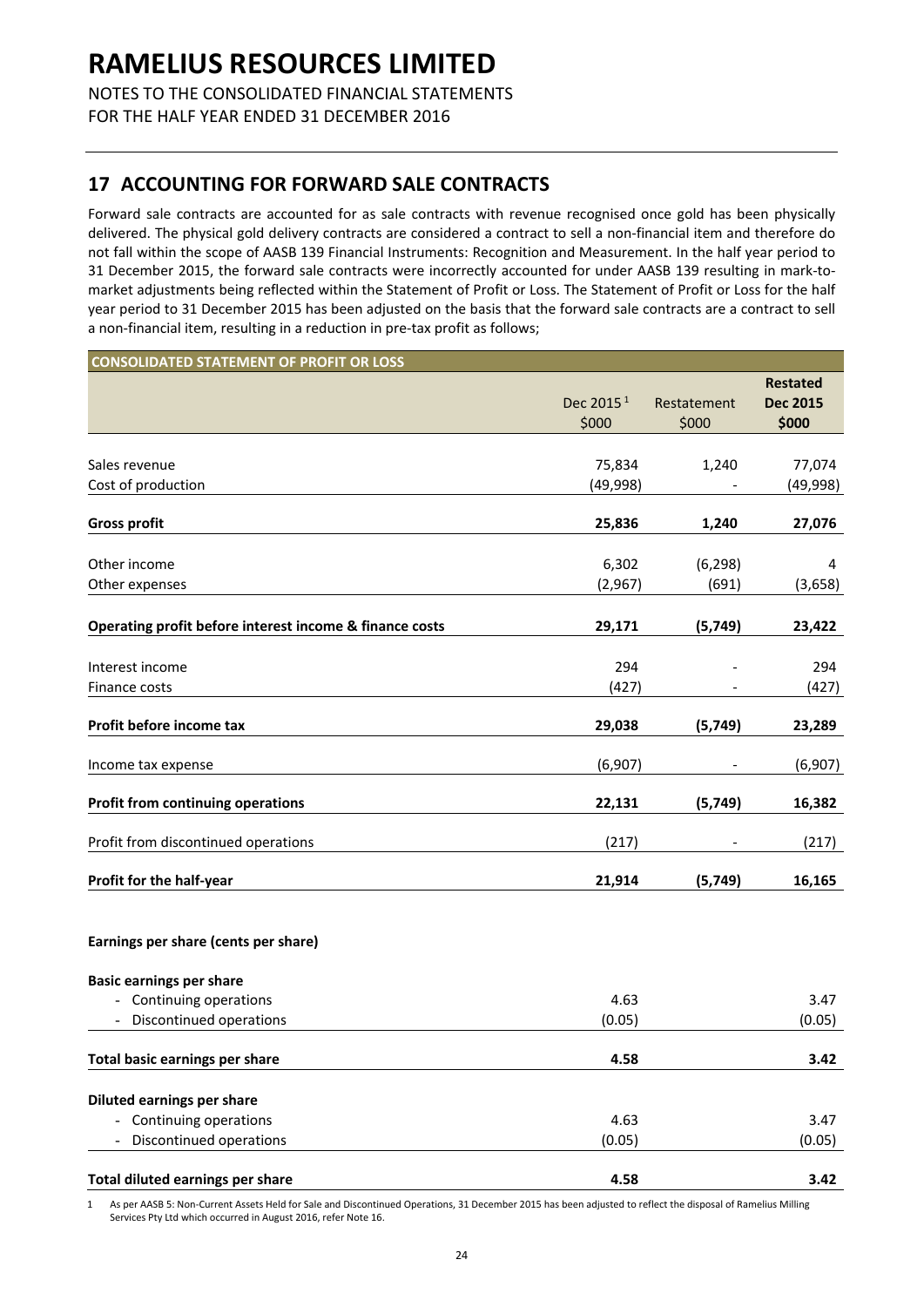# RAMELIUS RESOURCES LIMITED

NOTES TO THE CONSOLIDATED FINANCIAL STATEMENTS
FOR THE HALF YEAR ENDED 31 DECEMBER 2016

## 17 ACCOUNTING FOR FORWARD SALE CONTRACTS

Forward sale contracts are accounted for as sale contracts with revenue recognised once gold has been physically delivered. The physical gold delivery contracts are considered a contract to sell a non-financial item and therefore do not fall within the scope of AASB 139 Financial Instruments: Recognition and Measurement. In the half year period to 31 December 2015, the forward sale contracts were incorrectly accounted for under AASB 139 resulting in mark-to-market adjustments being reflected within the Statement of Profit or Loss. The Statement of Profit or Loss for the half year period to 31 December 2015 has been adjusted on the basis that the forward sale contracts are a contract to sell a non-financial item, resulting in a reduction in pre-tax profit as follows;

| CONSOLIDATED STATEMENT OF PROFIT OR LOSS | Dec 2015[1] $000 | Restatement $000 | **Restated Dec 2015 $000** |
|---|---|---|---|
| Sales revenue | 75,834 | 1,240 | 77,074 |
| Cost of production | (49,998) | - | (49,998) |
| **Gross profit** | **25,836** | **1,240** | **27,076** |
| Other income | 6,302 | (6,298) | 4 |
| Other expenses | (2,967) | (691) | (3,658) |
| **Operating profit before interest income & finance costs** | **29,171** | **(5,749)** | **23,422** |
| Interest income | 294 | - | 294 |
| Finance costs | (427) | - | (427) |
| **Profit before income tax** | **29,038** | **(5,749)** | **23,289** |
| Income tax expense | (6,907) | - | (6,907) |
| **Profit from continuing operations** | **22,131** | **(5,749)** | **16,382** |
| Profit from discontinued operations | (217) | - | (217) |
| **Profit for the half-year** | **21,914** | **(5,749)** | **16,165** |
| | | | |
| **Earnings per share (cents per share)** | | | |
| **Basic earnings per share** | | | |
| - Continuing operations | 4.63 | | 3.47 |
| - Discontinued operations | (0.05) | | (0.05) |
| **Total basic earnings per share** | **4.58** | | **3.42** |
| **Diluted earnings per share** | | | |
| - Continuing operations | 4.63 | | 3.47 |
| - Discontinued operations | (0.05) | | (0.05) |
| **Total diluted earnings per share** | **4.58** | | **3.42** |

1 As per AASB 5: Non-Current Assets Held for Sale and Discontinued Operations, 31 December 2015 has been adjusted to reflect the disposal of Ramelius Milling Services Pty Ltd which occurred in August 2016, refer Note 16.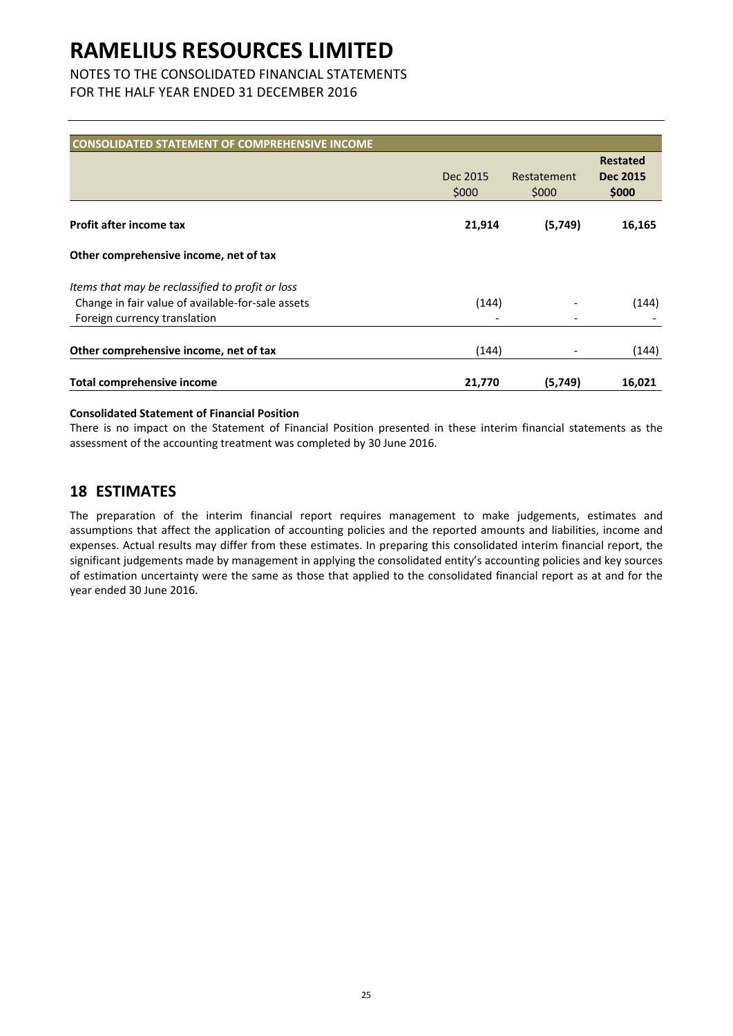# RAMELIUS RESOURCES LIMITED

NOTES TO THE CONSOLIDATED FINANCIAL STATEMENTS
FOR THE HALF YEAR ENDED 31 DECEMBER 2016

| CONSOLIDATED STATEMENT OF COMPREHENSIVE INCOME | Dec 2015 $000 | Restatement $000 | **Restated Dec 2015 $000** |
|---|---|---|---|
| **Profit after income tax** | **21,914** | **(5,749)** | **16,165** |
| **Other comprehensive income, net of tax** | | | |
| *Items that may be reclassified to profit or loss* | | | |
| Change in fair value of available-for-sale assets | (144) | - | (144) |
| Foreign currency translation | - | - | - |
| **Other comprehensive income, net of tax** | (144) | - | (144) |
| **Total comprehensive income** | **21,770** | **(5,749)** | **16,021** |

**Consolidated Statement of Financial Position**

There is no impact on the Statement of Financial Position presented in these interim financial statements as the assessment of the accounting treatment was completed by 30 June 2016.

## 18 ESTIMATES

The preparation of the interim financial report requires management to make judgements, estimates and assumptions that affect the application of accounting policies and the reported amounts and liabilities, income and expenses. Actual results may differ from these estimates. In preparing this consolidated interim financial report, the significant judgements made by management in applying the consolidated entity's accounting policies and key sources of estimation uncertainty were the same as those that applied to the consolidated financial report as at and for the year ended 30 June 2016.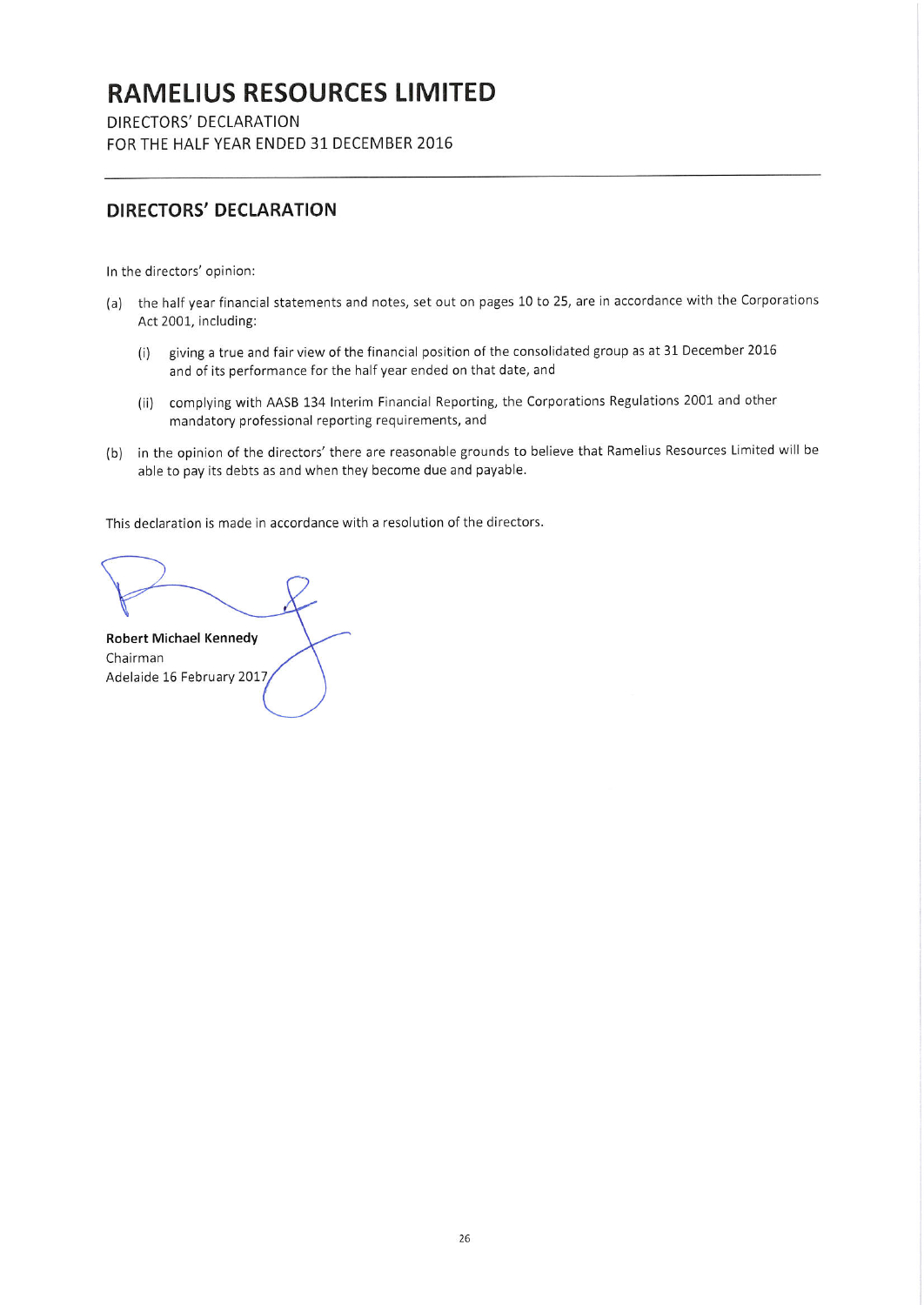# RAMELIUS RESOURCES LIMITED

DIRECTORS' DECLARATION
FOR THE HALF YEAR ENDED 31 DECEMBER 2016

## DIRECTORS' DECLARATION

In the directors' opinion:

(a) the half year financial statements and notes, set out on pages 10 to 25, are in accordance with the Corporations Act 2001, including:

  (i) giving a true and fair view of the financial position of the consolidated group as at 31 December 2016 and of its performance for the half year ended on that date, and

  (ii) complying with AASB 134 Interim Financial Reporting, the Corporations Regulations 2001 and other mandatory professional reporting requirements, and

(b) in the opinion of the directors' there are reasonable grounds to believe that Ramelius Resources Limited will be able to pay its debts as and when they become due and payable.

This declaration is made in accordance with a resolution of the directors.

**Robert Michael Kennedy**
Chairman
Adelaide 16 February 2017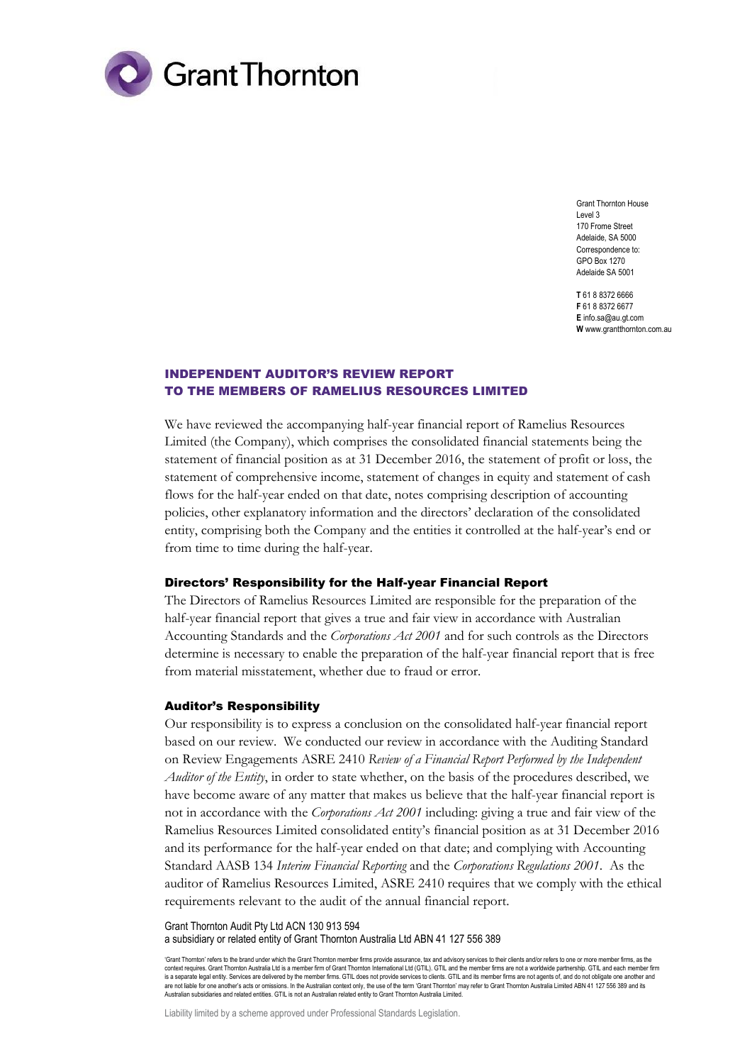Grant Thornton

Grant Thornton House
Level 3
170 Frome Street
Adelaide, SA 5000
Correspondence to:
GPO Box 1270
Adelaide SA 5001

**T** 61 8 8372 6666
**F** 61 8 8372 6677
**E** info.sa@au.gt.com
**W** www.grantthornton.com.au

## INDEPENDENT AUDITOR'S REVIEW REPORT TO THE MEMBERS OF RAMELIUS RESOURCES LIMITED

We have reviewed the accompanying half-year financial report of Ramelius Resources Limited (the Company), which comprises the consolidated financial statements being the statement of financial position as at 31 December 2016, the statement of profit or loss, the statement of comprehensive income, statement of changes in equity and statement of cash flows for the half-year ended on that date, notes comprising description of accounting policies, other explanatory information and the directors' declaration of the consolidated entity, comprising both the Company and the entities it controlled at the half-year's end or from time to time during the half-year.

### Directors' Responsibility for the Half-year Financial Report

The Directors of Ramelius Resources Limited are responsible for the preparation of the half-year financial report that gives a true and fair view in accordance with Australian Accounting Standards and the *Corporations Act 2001* and for such controls as the Directors determine is necessary to enable the preparation of the half-year financial report that is free from material misstatement, whether due to fraud or error.

### Auditor's Responsibility

Our responsibility is to express a conclusion on the consolidated half-year financial report based on our review. We conducted our review in accordance with the Auditing Standard on Review Engagements ASRE 2410 *Review of a Financial Report Performed by the Independent Auditor of the Entity*, in order to state whether, on the basis of the procedures described, we have become aware of any matter that makes us believe that the half-year financial report is not in accordance with the *Corporations Act 2001* including: giving a true and fair view of the Ramelius Resources Limited consolidated entity's financial position as at 31 December 2016 and its performance for the half-year ended on that date; and complying with Accounting Standard AASB 134 *Interim Financial Reporting* and the *Corporations Regulations 2001*. As the auditor of Ramelius Resources Limited, ASRE 2410 requires that we comply with the ethical requirements relevant to the audit of the annual financial report.

Grant Thornton Audit Pty Ltd ACN 130 913 594
a subsidiary or related entity of Grant Thornton Australia Ltd ABN 41 127 556 389

'Grant Thornton' refers to the brand under which the Grant Thornton member firms provide assurance, tax and advisory services to their clients and/or refers to one or more member firms, as the context requires. Grant Thornton Australia Ltd is a member firm of Grant Thornton International Ltd (GTIL). GTIL and the member firms are not a worldwide partnership. GTIL and each member firm is a separate legal entity. Services are delivered by the member firms. GTIL does not provide services to clients. GTIL and its member firms are not agents of, and do not obligate one another and are not liable for one another's acts or omissions. In the Australian context only, the use of the term 'Grant Thornton' may refer to Grant Thornton Australia Limited ABN 41 127 556 389 and its Australian subsidiaries and related entities. GTIL is not an Australian related entity to Grant Thornton Australia Limited.

Liability limited by a scheme approved under Professional Standards Legislation.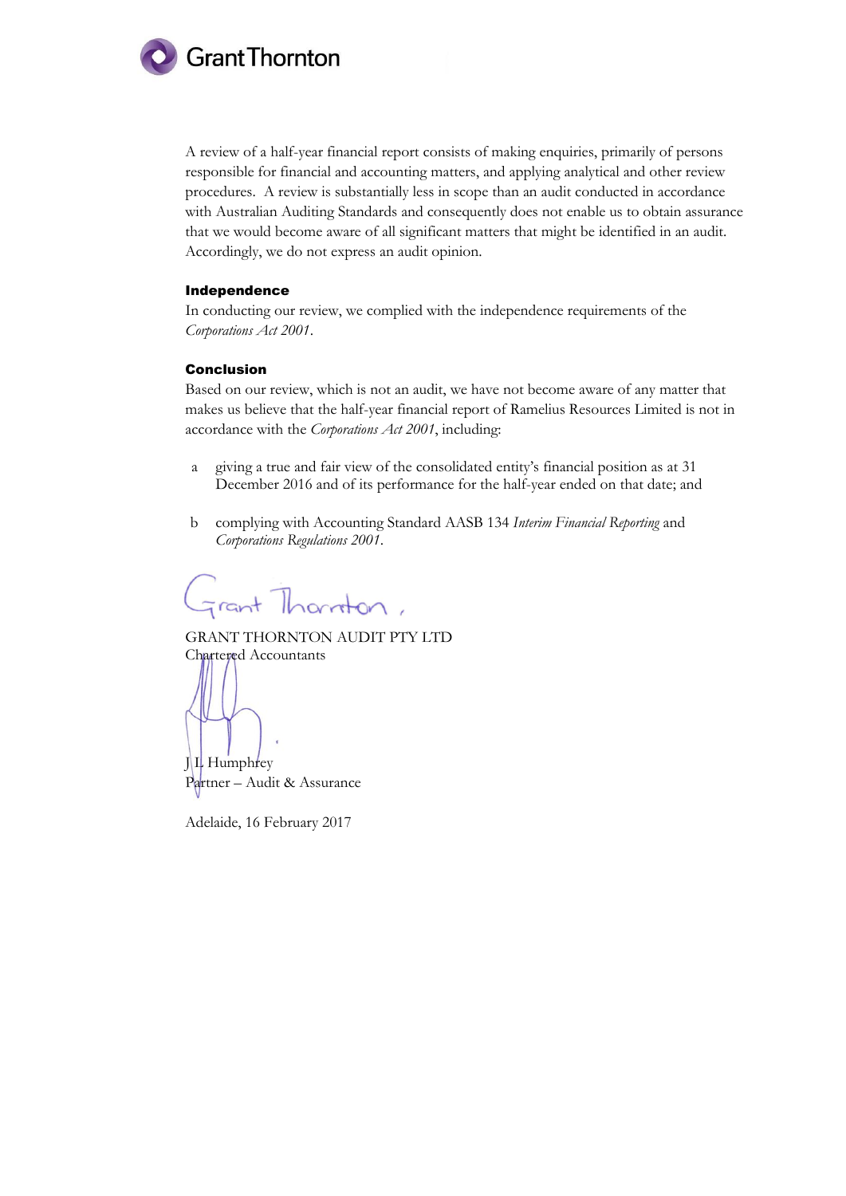A review of a half-year financial report consists of making enquiries, primarily of persons responsible for financial and accounting matters, and applying analytical and other review procedures. A review is substantially less in scope than an audit conducted in accordance with Australian Auditing Standards and consequently does not enable us to obtain assurance that we would become aware of all significant matters that might be identified in an audit. Accordingly, we do not express an audit opinion.

**Independence**

In conducting our review, we complied with the independence requirements of the *Corporations Act 2001*.

**Conclusion**

Based on our review, which is not an audit, we have not become aware of any matter that makes us believe that the half-year financial report of Ramelius Resources Limited is not in accordance with the *Corporations Act 2001*, including:

a giving a true and fair view of the consolidated entity's financial position as at 31 December 2016 and of its performance for the half-year ended on that date; and

b complying with Accounting Standard AASB 134 *Interim Financial Reporting* and *Corporations Regulations 2001*.

GRANT THORNTON AUDIT PTY LTD
Chartered Accountants

J L Humphrey
Partner – Audit & Assurance

Adelaide, 16 February 2017